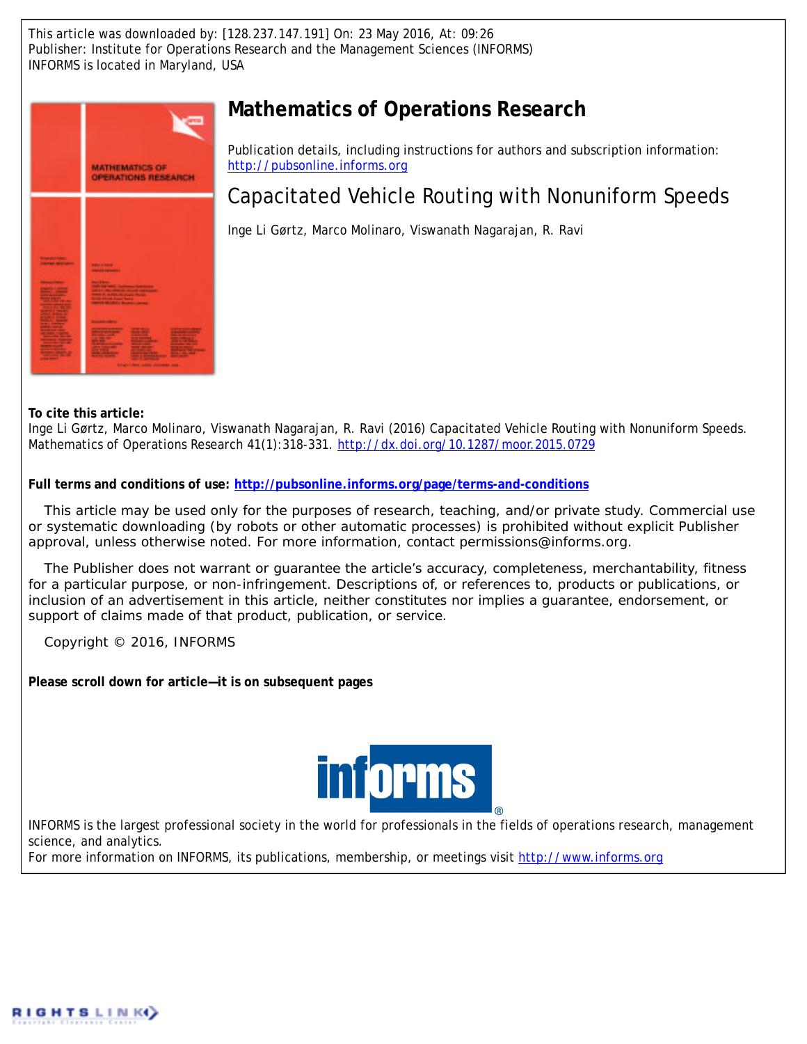This article was downloaded by: [128.237.147.191] On: 23 May 2016, At: 09:26
Publisher: Institute for Operations Research and the Management Sciences (INFORMS)
INFORMS is located in Maryland, USA

# Mathematics of Operations Research

Publication details, including instructions for authors and subscription information:
http://pubsonline.informs.org

## Capacitated Vehicle Routing with Nonuniform Speeds

Inge Li Gørtz, Marco Molinaro, Viswanath Nagarajan, R. Ravi

**To cite this article:**
Inge Li Gørtz, Marco Molinaro, Viswanath Nagarajan, R. Ravi (2016) Capacitated Vehicle Routing with Nonuniform Speeds. Mathematics of Operations Research 41(1):318-331. http://dx.doi.org/10.1287/moor.2015.0729

**Full terms and conditions of use: http://pubsonline.informs.org/page/terms-and-conditions**

This article may be used only for the purposes of research, teaching, and/or private study. Commercial use or systematic downloading (by robots or other automatic processes) is prohibited without explicit Publisher approval, unless otherwise noted. For more information, contact permissions@informs.org.

The Publisher does not warrant or guarantee the article's accuracy, completeness, merchantability, fitness for a particular purpose, or non-infringement. Descriptions of, or references to, products or publications, or inclusion of an advertisement in this article, neither constitutes nor implies a guarantee, endorsement, or support of claims made of that product, publication, or service.

Copyright © 2016, INFORMS

**Please scroll down for article—it is on subsequent pages**

INFORMS is the largest professional society in the world for professionals in the fields of operations research, management science, and analytics.
For more information on INFORMS, its publications, membership, or meetings visit http://www.informs.org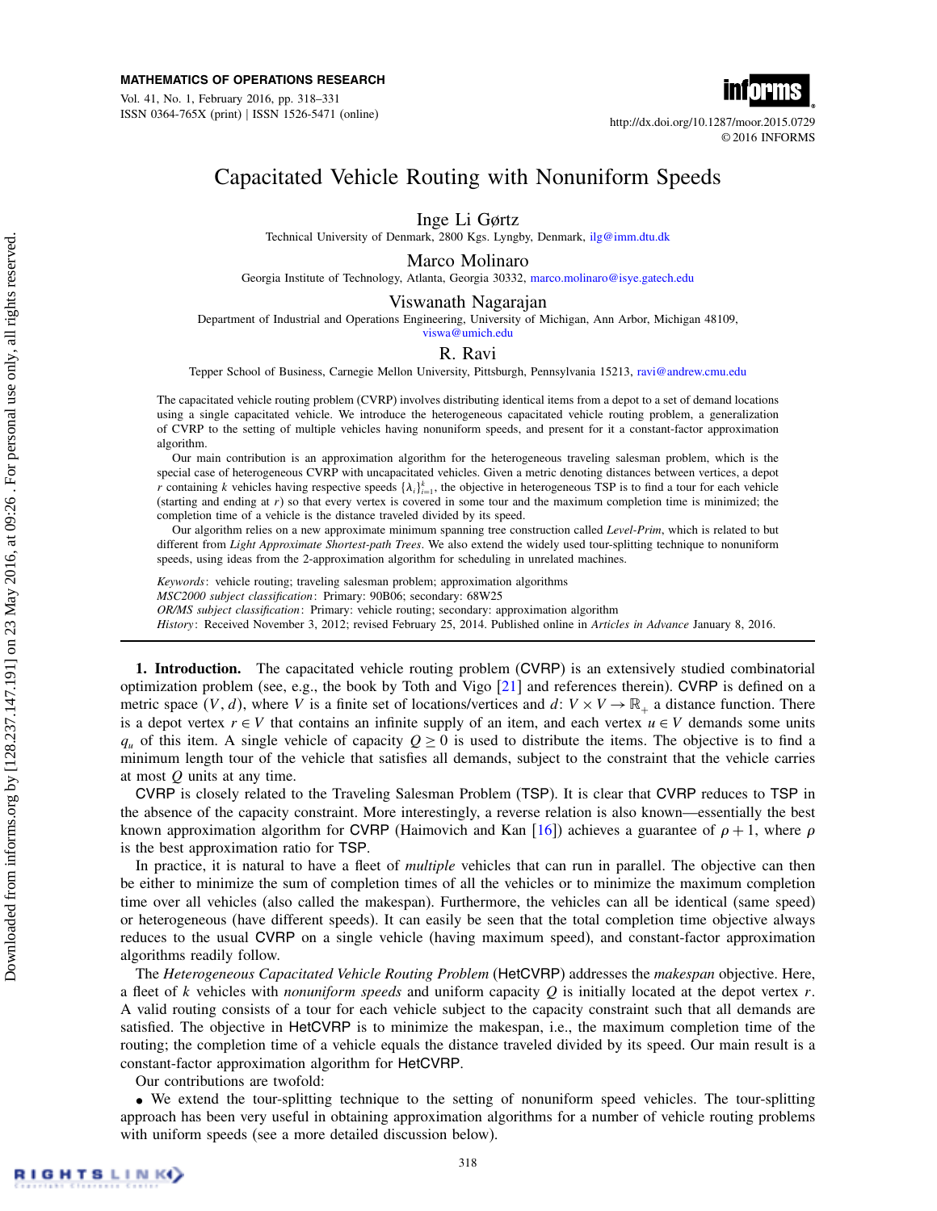# Capacitated Vehicle Routing with Nonuniform Speeds

Inge Li Gørtz

Technical University of Denmark, 2800 Kgs. Lyngby, Denmark, ilg@imm.dtu.dk

Marco Molinaro

Georgia Institute of Technology, Atlanta, Georgia 30332, marco.molinaro@isye.gatech.edu

Viswanath Nagarajan

Department of Industrial and Operations Engineering, University of Michigan, Ann Arbor, Michigan 48109, viswa@umich.edu

R. Ravi

Tepper School of Business, Carnegie Mellon University, Pittsburgh, Pennsylvania 15213, ravi@andrew.cmu.edu

The capacitated vehicle routing problem (CVRP) involves distributing identical items from a depot to a set of demand locations using a single capacitated vehicle. We introduce the heterogeneous capacitated vehicle routing problem, a generalization of CVRP to the setting of multiple vehicles having nonuniform speeds, and present for it a constant-factor approximation algorithm.

Our main contribution is an approximation algorithm for the heterogeneous traveling salesman problem, which is the special case of heterogeneous CVRP with uncapacitated vehicles. Given a metric denoting distances between vertices, a depot $r$ containing $k$ vehicles having respective speeds $\{\lambda_i\}_{i=1}^k$, the objective in heterogeneous TSP is to find a tour for each vehicle (starting and ending at $r$) so that every vertex is covered in some tour and the maximum completion time is minimized; the completion time of a vehicle is the distance traveled divided by its speed.

Our algorithm relies on a new approximate minimum spanning tree construction called *Level-Prim*, which is related to but different from *Light Approximate Shortest-path Trees*. We also extend the widely used tour-splitting technique to nonuniform speeds, using ideas from the 2-approximation algorithm for scheduling in unrelated machines.

*Keywords*: vehicle routing; traveling salesman problem; approximation algorithms

*MSC2000 subject classification*: Primary: 90B06; secondary: 68W25

*OR/MS subject classification*: Primary: vehicle routing; secondary: approximation algorithm

*History*: Received November 3, 2012; revised February 25, 2014. Published online in *Articles in Advance* January 8, 2016.

**1. Introduction.** The capacitated vehicle routing problem (CVRP) is an extensively studied combinatorial optimization problem (see, e.g., the book by Toth and Vigo [21] and references therein). CVRP is defined on a metric space $(V, d)$, where $V$ is a finite set of locations/vertices and $d$: $V \times V \to \mathbb{R}_+$ a distance function. There is a depot vertex $r \in V$ that contains an infinite supply of an item, and each vertex $u \in V$ demands some units $q_u$ of this item. A single vehicle of capacity $Q \geq 0$ is used to distribute the items. The objective is to find a minimum length tour of the vehicle that satisfies all demands, subject to the constraint that the vehicle carries at most $Q$ units at any time.

CVRP is closely related to the Traveling Salesman Problem (TSP). It is clear that CVRP reduces to TSP in the absence of the capacity constraint. More interestingly, a reverse relation is also known—essentially the best known approximation algorithm for CVRP (Haimovich and Kan [16]) achieves a guarantee of $\rho + 1$, where $\rho$ is the best approximation ratio for TSP.

In practice, it is natural to have a fleet of *multiple* vehicles that can run in parallel. The objective can then be either to minimize the sum of completion times of all the vehicles or to minimize the maximum completion time over all vehicles (also called the makespan). Furthermore, the vehicles can all be identical (same speed) or heterogeneous (have different speeds). It can easily be seen that the total completion time objective always reduces to the usual CVRP on a single vehicle (having maximum speed), and constant-factor approximation algorithms readily follow.

The *Heterogeneous Capacitated Vehicle Routing Problem* (HetCVRP) addresses the *makespan* objective. Here, a fleet of $k$ vehicles with *nonuniform speeds* and uniform capacity $Q$ is initially located at the depot vertex $r$. A valid routing consists of a tour for each vehicle subject to the capacity constraint such that all demands are satisfied. The objective in HetCVRP is to minimize the makespan, i.e., the maximum completion time of the routing; the completion time of a vehicle equals the distance traveled divided by its speed. Our main result is a constant-factor approximation algorithm for HetCVRP.

Our contributions are twofold:

- We extend the tour-splitting technique to the setting of nonuniform speed vehicles. The tour-splitting approach has been very useful in obtaining approximation algorithms for a number of vehicle routing problems with uniform speeds (see a more detailed discussion below).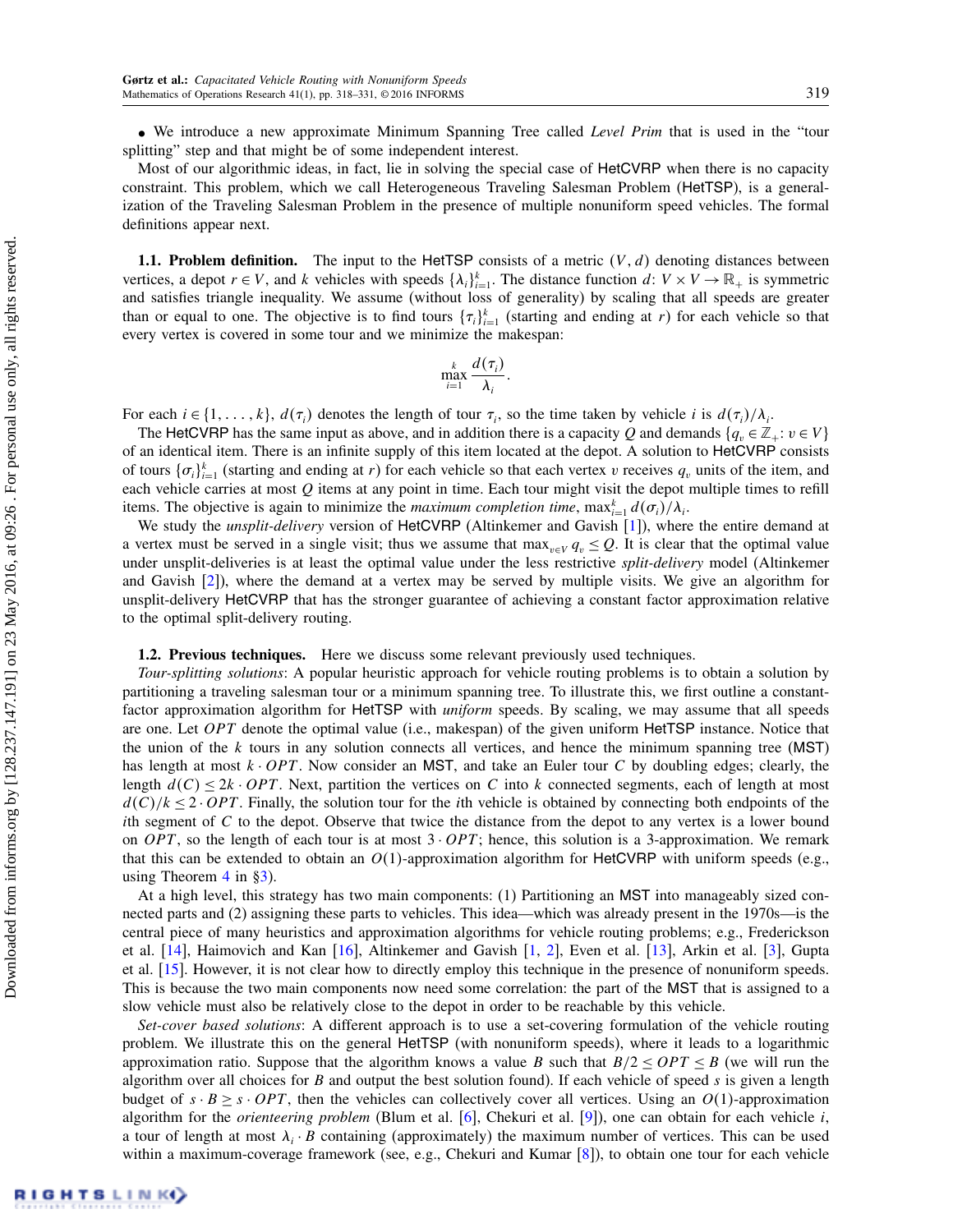- We introduce a new approximate Minimum Spanning Tree called *Level Prim* that is used in the "tour splitting" step and that might be of some independent interest.

Most of our algorithmic ideas, in fact, lie in solving the special case of HetCVRP when there is no capacity constraint. This problem, which we call Heterogeneous Traveling Salesman Problem (HetTSP), is a generalization of the Traveling Salesman Problem in the presence of multiple nonuniform speed vehicles. The formal definitions appear next.

**1.1. Problem definition.** The input to the HetTSP consists of a metric $(V, d)$ denoting distances between vertices, a depot $r \in V$, and $k$ vehicles with speeds $\{\lambda_i\}_{i=1}^k$. The distance function $d: V \times V \to \mathbb{R}_+$ is symmetric and satisfies triangle inequality. We assume (without loss of generality) by scaling that all speeds are greater than or equal to one. The objective is to find tours $\{\tau_i\}_{i=1}^k$ (starting and ending at $r$) for each vehicle so that every vertex is covered in some tour and we minimize the makespan:

$$\max_{i=1}^{k} \frac{d(\tau_i)}{\lambda_i}.$$

For each $i \in \{1, \ldots, k\}$, $d(\tau_i)$ denotes the length of tour $\tau_i$, so the time taken by vehicle $i$ is $d(\tau_i)/\lambda_i$.

The HetCVRP has the same input as above, and in addition there is a capacity $Q$ and demands $\{q_v \in \mathbb{Z}_+ : v \in V\}$ of an identical item. There is an infinite supply of this item located at the depot. A solution to HetCVRP consists of tours $\{\sigma_i\}_{i=1}^k$ (starting and ending at $r$) for each vehicle so that each vertex $v$ receives $q_v$ units of the item, and each vehicle carries at most $Q$ items at any point in time. Each tour might visit the depot multiple times to refill items. The objective is again to minimize the *maximum completion time*, $\max_{i=1}^k d(\sigma_i)/\lambda_i$.

We study the *unsplit-delivery* version of HetCVRP (Altinkemer and Gavish [1]), where the entire demand at a vertex must be served in a single visit; thus we assume that $\max_{v \in V} q_v \leq Q$. It is clear that the optimal value under unsplit-deliveries is at least the optimal value under the less restrictive *split-delivery* model (Altinkemer and Gavish [2]), where the demand at a vertex may be served by multiple visits. We give an algorithm for unsplit-delivery HetCVRP that has the stronger guarantee of achieving a constant factor approximation relative to the optimal split-delivery routing.

**1.2. Previous techniques.** Here we discuss some relevant previously used techniques.

*Tour-splitting solutions*: A popular heuristic approach for vehicle routing problems is to obtain a solution by partitioning a traveling salesman tour or a minimum spanning tree. To illustrate this, we first outline a constant-factor approximation algorithm for HetTSP with *uniform* speeds. By scaling, we may assume that all speeds are one. Let $OPT$ denote the optimal value (i.e., makespan) of the given uniform HetTSP instance. Notice that the union of the $k$ tours in any solution connects all vertices, and hence the minimum spanning tree (MST) has length at most $k \cdot OPT$. Now consider an MST, and take an Euler tour $C$ by doubling edges; clearly, the length $d(C) \leq 2k \cdot OPT$. Next, partition the vertices on $C$ into $k$ connected segments, each of length at most $d(C)/k \leq 2 \cdot OPT$. Finally, the solution tour for the $i$th vehicle is obtained by connecting both endpoints of the $i$th segment of $C$ to the depot. Observe that twice the distance from the depot to any vertex is a lower bound on $OPT$, so the length of each tour is at most $3 \cdot OPT$; hence, this solution is a 3-approximation. We remark that this can be extended to obtain an $O(1)$-approximation algorithm for HetCVRP with uniform speeds (e.g., using Theorem 4 in §3).

At a high level, this strategy has two main components: (1) Partitioning an MST into manageably sized connected parts and (2) assigning these parts to vehicles. This idea—which was already present in the 1970s—is the central piece of many heuristics and approximation algorithms for vehicle routing problems; e.g., Frederickson et al. [14], Haimovich and Kan [16], Altinkemer and Gavish [1, 2], Even et al. [13], Arkin et al. [3], Gupta et al. [15]. However, it is not clear how to directly employ this technique in the presence of nonuniform speeds. This is because the two main components now need some correlation: the part of the MST that is assigned to a slow vehicle must also be relatively close to the depot in order to be reachable by this vehicle.

*Set-cover based solutions*: A different approach is to use a set-covering formulation of the vehicle routing problem. We illustrate this on the general HetTSP (with nonuniform speeds), where it leads to a logarithmic approximation ratio. Suppose that the algorithm knows a value $B$ such that $B/2 \leq OPT \leq B$ (we will run the algorithm over all choices for $B$ and output the best solution found). If each vehicle of speed $s$ is given a length budget of $s \cdot B \geq s \cdot OPT$, then the vehicles can collectively cover all vertices. Using an $O(1)$-approximation algorithm for the *orienteering problem* (Blum et al. [6], Chekuri et al. [9]), one can obtain for each vehicle $i$, a tour of length at most $\lambda_i \cdot B$ containing (approximately) the maximum number of vertices. This can be used within a maximum-coverage framework (see, e.g., Chekuri and Kumar [8]), to obtain one tour for each vehicle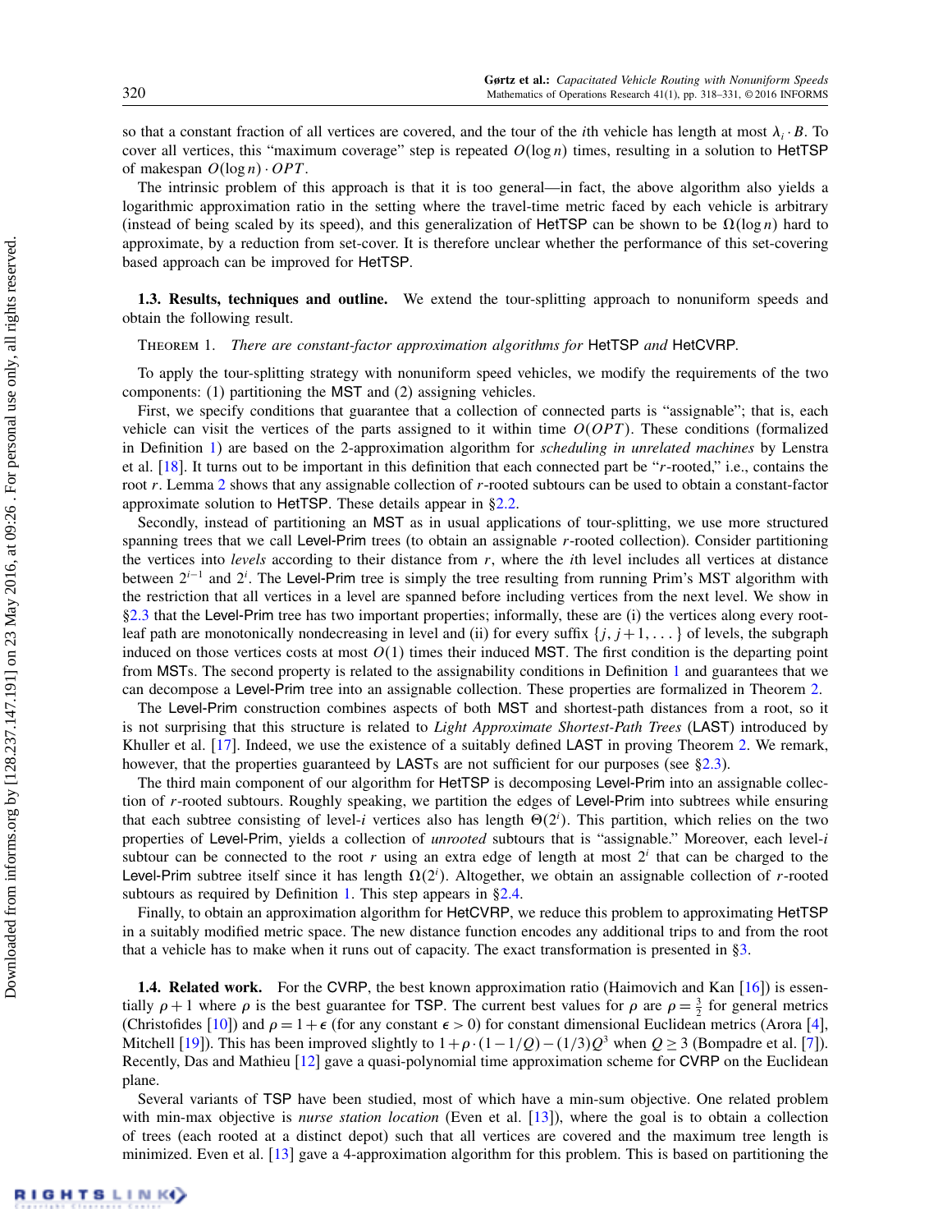so that a constant fraction of all vertices are covered, and the tour of the $i$th vehicle has length at most $\lambda_i \cdot B$. To cover all vertices, this "maximum coverage" step is repeated $O(\log n)$ times, resulting in a solution to HetTSP of makespan $O(\log n) \cdot OPT$.

The intrinsic problem of this approach is that it is too general—in fact, the above algorithm also yields a logarithmic approximation ratio in the setting where the travel-time metric faced by each vehicle is arbitrary (instead of being scaled by its speed), and this generalization of HetTSP can be shown to be $\Omega(\log n)$ hard to approximate, by a reduction from set-cover. It is therefore unclear whether the performance of this set-covering based approach can be improved for HetTSP.

**1.3. Results, techniques and outline.** We extend the tour-splitting approach to nonuniform speeds and obtain the following result.

THEOREM 1. *There are constant-factor approximation algorithms for* HetTSP *and* HetCVRP.

To apply the tour-splitting strategy with nonuniform speed vehicles, we modify the requirements of the two components: (1) partitioning the MST and (2) assigning vehicles.

First, we specify conditions that guarantee that a collection of connected parts is "assignable"; that is, each vehicle can visit the vertices of the parts assigned to it within time $O(OPT)$. These conditions (formalized in Definition 1) are based on the 2-approximation algorithm for *scheduling in unrelated machines* by Lenstra et al. [18]. It turns out to be important in this definition that each connected part be "$r$-rooted," i.e., contains the root $r$. Lemma 2 shows that any assignable collection of $r$-rooted subtours can be used to obtain a constant-factor approximate solution to HetTSP. These details appear in §2.2.

Secondly, instead of partitioning an MST as in usual applications of tour-splitting, we use more structured spanning trees that we call Level-Prim trees (to obtain an assignable $r$-rooted collection). Consider partitioning the vertices into *levels* according to their distance from $r$, where the $i$th level includes all vertices at distance between $2^{i-1}$ and $2^i$. The Level-Prim tree is simply the tree resulting from running Prim's MST algorithm with the restriction that all vertices in a level are spanned before including vertices from the next level. We show in §2.3 that the Level-Prim tree has two important properties; informally, these are (i) the vertices along every root-leaf path are monotonically nondecreasing in level and (ii) for every suffix $\{j, j+1, \ldots\}$ of levels, the subgraph induced on those vertices costs at most $O(1)$ times their induced MST. The first condition is the departing point from MSTs. The second property is related to the assignability conditions in Definition 1 and guarantees that we can decompose a Level-Prim tree into an assignable collection. These properties are formalized in Theorem 2.

The Level-Prim construction combines aspects of both MST and shortest-path distances from a root, so it is not surprising that this structure is related to *Light Approximate Shortest-Path Trees* (LAST) introduced by Khuller et al. [17]. Indeed, we use the existence of a suitably defined LAST in proving Theorem 2. We remark, however, that the properties guaranteed by LASTs are not sufficient for our purposes (see §2.3).

The third main component of our algorithm for HetTSP is decomposing Level-Prim into an assignable collection of $r$-rooted subtours. Roughly speaking, we partition the edges of Level-Prim into subtrees while ensuring that each subtree consisting of level-$i$ vertices also has length $\Theta(2^i)$. This partition, which relies on the two properties of Level-Prim, yields a collection of *unrooted* subtours that is "assignable." Moreover, each level-$i$ subtour can be connected to the root $r$ using an extra edge of length at most $2^i$ that can be charged to the Level-Prim subtree itself since it has length $\Omega(2^i)$. Altogether, we obtain an assignable collection of $r$-rooted subtours as required by Definition 1. This step appears in §2.4.

Finally, to obtain an approximation algorithm for HetCVRP, we reduce this problem to approximating HetTSP in a suitably modified metric space. The new distance function encodes any additional trips to and from the root that a vehicle has to make when it runs out of capacity. The exact transformation is presented in §3.

**1.4. Related work.** For the CVRP, the best known approximation ratio (Haimovich and Kan [16]) is essentially $\rho + 1$ where $\rho$ is the best guarantee for TSP. The current best values for $\rho$ are $\rho = \frac{3}{2}$ for general metrics (Christofides [10]) and $\rho = 1 + \epsilon$ (for any constant $\epsilon > 0$) for constant dimensional Euclidean metrics (Arora [4], Mitchell [19]). This has been improved slightly to $1 + \rho \cdot (1 - 1/Q) - (1/3)Q^3$ when $Q \geq 3$ (Bompadre et al. [7]). Recently, Das and Mathieu [12] gave a quasi-polynomial time approximation scheme for CVRP on the Euclidean plane.

Several variants of TSP have been studied, most of which have a min-sum objective. One related problem with min-max objective is *nurse station location* (Even et al. [13]), where the goal is to obtain a collection of trees (each rooted at a distinct depot) such that all vertices are covered and the maximum tree length is minimized. Even et al. [13] gave a 4-approximation algorithm for this problem. This is based on partitioning the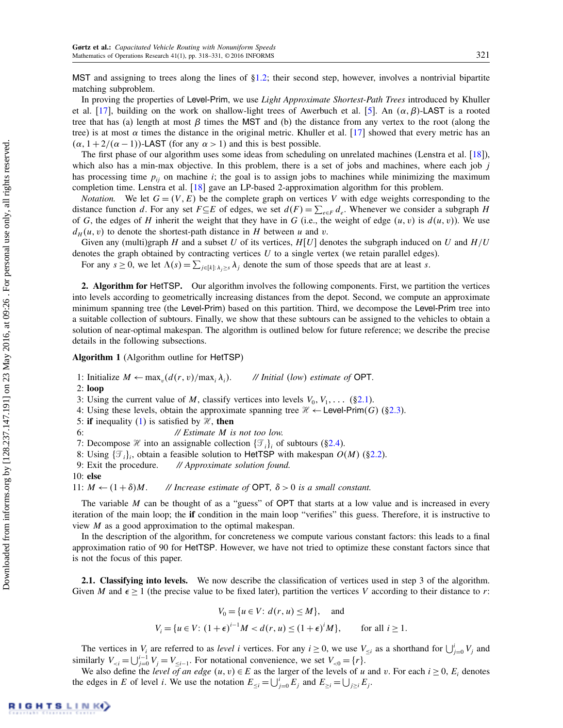MST and assigning to trees along the lines of §1.2; their second step, however, involves a nontrivial bipartite matching subproblem.

In proving the properties of Level-Prim, we use *Light Approximate Shortest-Path Trees* introduced by Khuller et al. [17], building on the work on shallow-light trees of Awerbuch et al. [5]. An $(\alpha, \beta)$-LAST is a rooted tree that has (a) length at most $\beta$ times the MST and (b) the distance from any vertex to the root (along the tree) is at most $\alpha$ times the distance in the original metric. Khuller et al. [17] showed that every metric has an $(\alpha, 1+2/(\alpha-1))$-LAST (for any $\alpha > 1$) and this is best possible.

The first phase of our algorithm uses some ideas from scheduling on unrelated machines (Lenstra et al. [18]), which also has a min-max objective. In this problem, there is a set of jobs and machines, where each job $j$ has processing time $p_{ij}$ on machine $i$; the goal is to assign jobs to machines while minimizing the maximum completion time. Lenstra et al. [18] gave an LP-based 2-approximation algorithm for this problem.

*Notation.* We let $G = (V, E)$ be the complete graph on vertices $V$ with edge weights corresponding to the distance function $d$. For any set $F \subseteq E$ of edges, we set $d(F) = \sum_{e \in F} d_e$. Whenever we consider a subgraph $H$ of $G$, the edges of $H$ inherit the weight that they have in $G$ (i.e., the weight of edge $(u, v)$ is $d(u, v)$). We use $d_H(u, v)$ to denote the shortest-path distance in $H$ between $u$ and $v$.

Given any (multi)graph $H$ and a subset $U$ of its vertices, $H[U]$ denotes the subgraph induced on $U$ and $H/U$ denotes the graph obtained by contracting vertices $U$ to a single vertex (we retain parallel edges).

For any $s \geq 0$, we let $\Lambda(s) = \sum_{j \in [k]: \lambda_j \geq s} \lambda_j$ denote the sum of those speeds that are at least $s$.

## 2. Algorithm for HetTSP.

Our algorithm involves the following components. First, we partition the vertices into levels according to geometrically increasing distances from the depot. Second, we compute an approximate minimum spanning tree (the Level-Prim) based on this partition. Third, we decompose the Level-Prim tree into a suitable collection of subtours. Finally, we show that these subtours can be assigned to the vehicles to obtain a solution of near-optimal makespan. The algorithm is outlined below for future reference; we describe the precise details in the following subsections.

**Algorithm 1** (Algorithm outline for HetTSP)

1: Initialize $M \leftarrow \max_v (d(r, v)/\max_i \lambda_i)$. *// Initial* (*low*) *estimate of* OPT.
2: **loop**
3: Using the current value of $M$, classify vertices into levels $V_0, V_1, \ldots$ (§2.1).
4: Using these levels, obtain the approximate spanning tree $\mathcal{H} \leftarrow$ Level-Prim$(G)$ (§2.3).
5: **if** inequality (1) is satisfied by $\mathcal{H}$, **then**
6: *// Estimate M is not too low.*
7: Decompose $\mathcal{H}$ into an assignable collection $\{\mathcal{T}_i\}_i$ of subtours (§2.4).
8: Using $\{\mathcal{T}_i\}_i$, obtain a feasible solution to HetTSP with makespan $O(M)$ (§2.2).
9: Exit the procedure. *// Approximate solution found.*
10: **else**
11: $M \leftarrow (1+\delta)M$. *// Increase estimate of* OPT*,* $\delta > 0$ *is a small constant.*

The variable $M$ can be thought of as a "guess" of OPT that starts at a low value and is increased in every iteration of the main loop; the **if** condition in the main loop "verifies" this guess. Therefore, it is instructive to view $M$ as a good approximation to the optimal makespan.

In the description of the algorithm, for concreteness we compute various constant factors: this leads to a final approximation ratio of 90 for HetTSP. However, we have not tried to optimize these constant factors since that is not the focus of this paper.

### 2.1. Classifying into levels.

We now describe the classification of vertices used in step 3 of the algorithm. Given $M$ and $\epsilon \geq 1$ (the precise value to be fixed later), partition the vertices $V$ according to their distance to $r$:

$$V_0 = \{u \in V : d(r, u) \leq M\}, \quad \text{and}$$

$$V_i = \{u \in V : (1+\epsilon)^{i-1} M < d(r, u) \leq (1+\epsilon)^i M\}, \qquad \text{for all } i \geq 1.$$

The vertices in $V_i$ are referred to as *level i* vertices. For any $i \geq 0$, we use $V_{\leq i}$ as a shorthand for $\bigcup_{j=0}^{i} V_j$ and similarly $V_{<i} = \bigcup_{j=0}^{i-1} V_j = V_{\leq i-1}$. For notational convenience, we set $V_{<0} = \{r\}$.

We also define the *level of an edge* $(u, v) \in E$ as the larger of the levels of $u$ and $v$. For each $i \geq 0$, $E_i$ denotes the edges in $E$ of level $i$. We use the notation $E_{\leq i} = \bigcup_{j=0}^{i} E_j$ and $E_{\geq i} = \bigcup_{j \geq i} E_j$.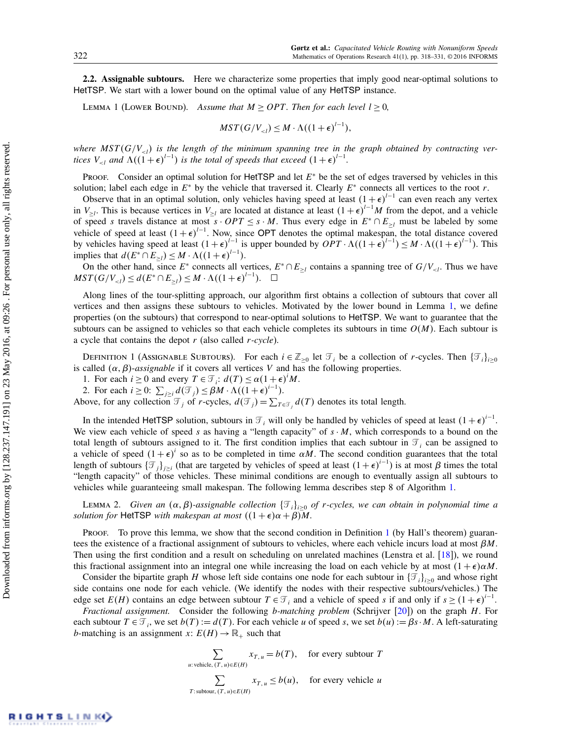### 2.2. Assignable subtours.

Here we characterize some properties that imply good near-optimal solutions to HetTSP. We start with a lower bound on the optimal value of any HetTSP instance.

LEMMA 1 (LOWER BOUND). *Assume that $M \geq OPT$. Then for each level $l \geq 0$,*

$$MST(G/V_{<l}) \leq M \cdot \Lambda((1+\epsilon)^{l-1}),$$

*where $MST(G/V_{<l})$ is the length of the minimum spanning tree in the graph obtained by contracting vertices $V_{<l}$ and $\Lambda((1+\epsilon)^{l-1})$ is the total of speeds that exceed $(1+\epsilon)^{l-1}$.*

PROOF. Consider an optimal solution for HetTSP and let $E^*$ be the set of edges traversed by vehicles in this solution; label each edge in $E^*$ by the vehicle that traversed it. Clearly $E^*$ connects all vertices to the root $r$.

Observe that in an optimal solution, only vehicles having speed at least $(1+\epsilon)^{l-1}$ can even reach any vertex in $V_{\geq l}$. This is because vertices in $V_{\geq l}$ are located at distance at least $(1+\epsilon)^{l-1}M$ from the depot, and a vehicle of speed $s$ travels distance at most $s \cdot OPT \leq s \cdot M$. Thus every edge in $E^* \cap E_{\geq l}$ must be labeled by some vehicle of speed at least $(1+\epsilon)^{l-1}$. Now, since OPT denotes the optimal makespan, the total distance covered by vehicles having speed at least $(1+\epsilon)^{l-1}$ is upper bounded by $OPT \cdot \Lambda((1+\epsilon)^{l-1}) \leq M \cdot \Lambda((1+\epsilon)^{l-1})$. This implies that $d(E^* \cap E_{\geq l}) \leq M \cdot \Lambda((1+\epsilon)^{l-1})$.

On the other hand, since $E^*$ connects all vertices, $E^* \cap E_{\geq l}$ contains a spanning tree of $G/V_{<l}$. Thus we have $MST(G/V_{<l}) \leq d(E^* \cap E_{\geq l}) \leq M \cdot \Lambda((1+\epsilon)^{l-1})$. □

Along lines of the tour-splitting approach, our algorithm first obtains a collection of subtours that cover all vertices and then assigns these subtours to vehicles. Motivated by the lower bound in Lemma 1, we define properties (on the subtours) that correspond to near-optimal solutions to HetTSP. We want to guarantee that the subtours can be assigned to vehicles so that each vehicle completes its subtours in time $O(M)$. Each subtour is a cycle that contains the depot $r$ (also called *r-cycle*).

DEFINITION 1 (ASSIGNABLE SUBTOURS). For each $i \in \mathbb{Z}_{\geq 0}$ let $\mathcal{T}_i$ be a collection of $r$-cycles. Then $\{\mathcal{T}_i\}_{i \geq 0}$ is called $(\alpha, \beta)$-*assignable* if it covers all vertices $V$ and has the following properties.

1. For each $i \geq 0$ and every $T \in \mathcal{T}_i$: $d(T) \leq \alpha(1+\epsilon)^i M$.
2. For each $i \geq 0$: $\sum_{j \geq i} d(\mathcal{T}_j) \leq \beta M \cdot \Lambda((1+\epsilon)^{i-1})$.

Above, for any collection $\mathcal{T}_j$ of $r$-cycles, $d(\mathcal{T}_j) = \sum_{T \in \mathcal{T}_j} d(T)$ denotes its total length.

In the intended HetTSP solution, subtours in $\mathcal{T}_i$ will only be handled by vehicles of speed at least $(1+\epsilon)^{i-1}$. We view each vehicle of speed $s$ as having a "length capacity" of $s \cdot M$, which corresponds to a bound on the total length of subtours assigned to it. The first condition implies that each subtour in $\mathcal{T}_i$ can be assigned to a vehicle of speed $(1+\epsilon)^i$ so as to be completed in time $\alpha M$. The second condition guarantees that the total length of subtours $\{\mathcal{T}_j\}_{j \geq i}$ (that are targeted by vehicles of speed at least $(1+\epsilon)^{i-1}$) is at most $\beta$ times the total "length capacity" of those vehicles. These minimal conditions are enough to eventually assign all subtours to vehicles while guaranteeing small makespan. The following lemma describes step 8 of Algorithm 1.

LEMMA 2. *Given an $(\alpha, \beta)$-assignable collection $\{\mathcal{T}_i\}_{i \geq 0}$ of $r$-cycles, we can obtain in polynomial time a solution for* HetTSP *with makespan at most $((1+\epsilon)\alpha + \beta)M$.*

PROOF. To prove this lemma, we show that the second condition in Definition 1 (by Hall's theorem) guarantees the existence of a fractional assignment of subtours to vehicles, where each vehicle incurs load at most $\beta M$. Then using the first condition and a result on scheduling on unrelated machines (Lenstra et al. [18]), we round this fractional assignment into an integral one while increasing the load on each vehicle by at most $(1+\epsilon)\alpha M$.

Consider the bipartite graph $H$ whose left side contains one node for each subtour in $\{\mathcal{T}_i\}_{i \geq 0}$ and whose right side contains one node for each vehicle. (We identify the nodes with their respective subtours/vehicles.) The edge set $E(H)$ contains an edge between subtour $T \in \mathcal{T}_i$ and a vehicle of speed $s$ if and only if $s \geq (1+\epsilon)^{i-1}$.

*Fractional assignment.* Consider the following *b-matching problem* (Schrijver [20]) on the graph $H$. For each subtour $T \in \mathcal{T}_i$, we set $b(T) := d(T)$. For each vehicle $u$ of speed $s$, we set $b(u) := \beta s \cdot M$. A left-saturating $b$-matching is an assignment $x: E(H) \to \mathbb{R}_+$ such that

$$\sum_{u: \text{vehicle}, (T,u) \in E(H)} x_{T,u} = b(T), \quad \text{for every subtour } T$$

$$\sum_{T: \text{subtour}, (T,u) \in E(H)} x_{T,u} \leq b(u), \quad \text{for every vehicle } u$$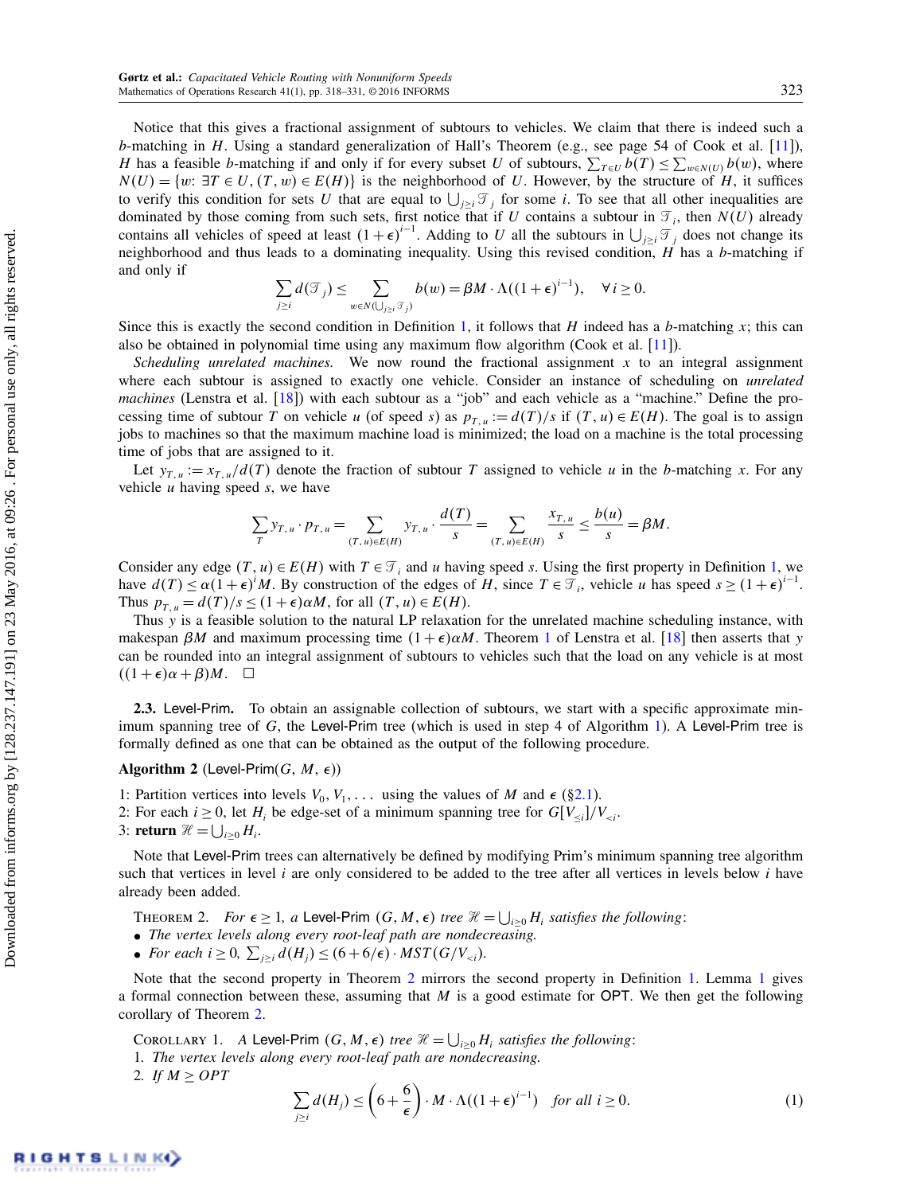Notice that this gives a fractional assignment of subtours to vehicles. We claim that there is indeed such a $b$-matching in $H$. Using a standard generalization of Hall's Theorem (e.g., see page 54 of Cook et al. [11]), $H$ has a feasible $b$-matching if and only if for every subset $U$ of subtours, $\sum_{T\in U} b(T) \le \sum_{w\in N(U)} b(w)$, where $N(U) = \{w\colon \exists T \in U, (T, w) \in E(H)\}$ is the neighborhood of $U$. However, by the structure of $H$, it suffices to verify this condition for sets $U$ that are equal to $\bigcup_{j\ge i} \mathcal{T}_j$ for some $i$. To see that all other inequalities are dominated by those coming from such sets, first notice that if $U$ contains a subtour in $\mathcal{T}_i$, then $N(U)$ already contains all vehicles of speed at least $(1+\epsilon)^{i-1}$. Adding to $U$ all the subtours in $\bigcup_{j\ge i}\mathcal{T}_j$ does not change its neighborhood and thus leads to a dominating inequality. Using this revised condition, $H$ has a $b$-matching if and only if

$$\sum_{j\ge i} d(\mathcal{T}_j) \le \sum_{w\in N(\bigcup_{j\ge i}\mathcal{T}_j)} b(w) = \beta M\cdot \Lambda((1+\epsilon)^{i-1}), \quad \forall\, i\ge 0.$$

Since this is exactly the second condition in Definition 1, it follows that $H$ indeed has a $b$-matching $x$; this can also be obtained in polynomial time using any maximum flow algorithm (Cook et al. [11]).

*Scheduling unrelated machines.* We now round the fractional assignment $x$ to an integral assignment where each subtour is assigned to exactly one vehicle. Consider an instance of scheduling on *unrelated machines* (Lenstra et al. [18]) with each subtour as a "job" and each vehicle as a "machine." Define the processing time of subtour $T$ on vehicle $u$ (of speed $s$) as $p_{T,u} := d(T)/s$ if $(T, u)\in E(H)$. The goal is to assign jobs to machines so that the maximum machine load is minimized; the load on a machine is the total processing time of jobs that are assigned to it.

Let $y_{T,u} := x_{T,u}/d(T)$ denote the fraction of subtour $T$ assigned to vehicle $u$ in the $b$-matching $x$. For any vehicle $u$ having speed $s$, we have

$$\sum_T y_{T,u}\cdot p_{T,u} = \sum_{(T,u)\in E(H)} y_{T,u}\cdot\frac{d(T)}{s} = \sum_{(T,u)\in E(H)} \frac{x_{T,u}}{s} \le \frac{b(u)}{s} = \beta M.$$

Consider any edge $(T, u)\in E(H)$ with $T\in\mathcal{T}_i$ and $u$ having speed $s$. Using the first property in Definition 1, we have $d(T)\le \alpha(1+\epsilon)^i M$. By construction of the edges of $H$, since $T\in\mathcal{T}_i$, vehicle $u$ has speed $s\ge(1+\epsilon)^{i-1}$. Thus $p_{T,u} = d(T)/s \le (1+\epsilon)\alpha M$, for all $(T,u)\in E(H)$.

Thus $y$ is a feasible solution to the natural LP relaxation for the unrelated machine scheduling instance, with makespan $\beta M$ and maximum processing time $(1+\epsilon)\alpha M$. Theorem 1 of Lenstra et al. [18] then asserts that $y$ can be rounded into an integral assignment of subtours to vehicles such that the load on any vehicle is at most $((1+\epsilon)\alpha+\beta)M$. □

### 2.3. Level-Prim.

To obtain an assignable collection of subtours, we start with a specific approximate minimum spanning tree of $G$, the Level-Prim tree (which is used in step 4 of Algorithm 1). A Level-Prim tree is formally defined as one that can be obtained as the output of the following procedure.

**Algorithm 2** (Level-Prim($G$, $M$, $\epsilon$))

1: Partition vertices into levels $V_0, V_1, \ldots$ using the values of $M$ and $\epsilon$ (§2.1).
2: For each $i\ge 0$, let $H_i$ be edge-set of a minimum spanning tree for $G[V_{\le i}]/V_{<i}$.
3: **return** $\mathcal{H} = \bigcup_{i\ge 0} H_i$.

Note that Level-Prim trees can alternatively be defined by modifying Prim's minimum spanning tree algorithm such that vertices in level $i$ are only considered to be added to the tree after all vertices in levels below $i$ have already been added.

THEOREM 2. *For $\epsilon\ge 1$, a Level-Prim $(G, M, \epsilon)$ tree $\mathcal{H} = \bigcup_{i\ge 0} H_i$ satisfies the following:*

- *The vertex levels along every root-leaf path are nondecreasing.*
- *For each $i\ge 0$, $\sum_{j\ge i} d(H_j) \le (6+6/\epsilon)\cdot MST(G/V_{<i})$.*

Note that the second property in Theorem 2 mirrors the second property in Definition 1. Lemma 1 gives a formal connection between these, assuming that $M$ is a good estimate for OPT. We then get the following corollary of Theorem 2.

COROLLARY 1. *A Level-Prim $(G, M, \epsilon)$ tree $\mathcal{H} = \bigcup_{i\ge 0} H_i$ satisfies the following:*

1. *The vertex levels along every root-leaf path are nondecreasing.*
2. *If $M\ge OPT$*

$$\sum_{j\ge i} d(H_j) \le \left(6+\frac{6}{\epsilon}\right)\cdot M\cdot \Lambda((1+\epsilon)^{i-1}) \quad \textit{for all } i\ge 0. \tag{1}$$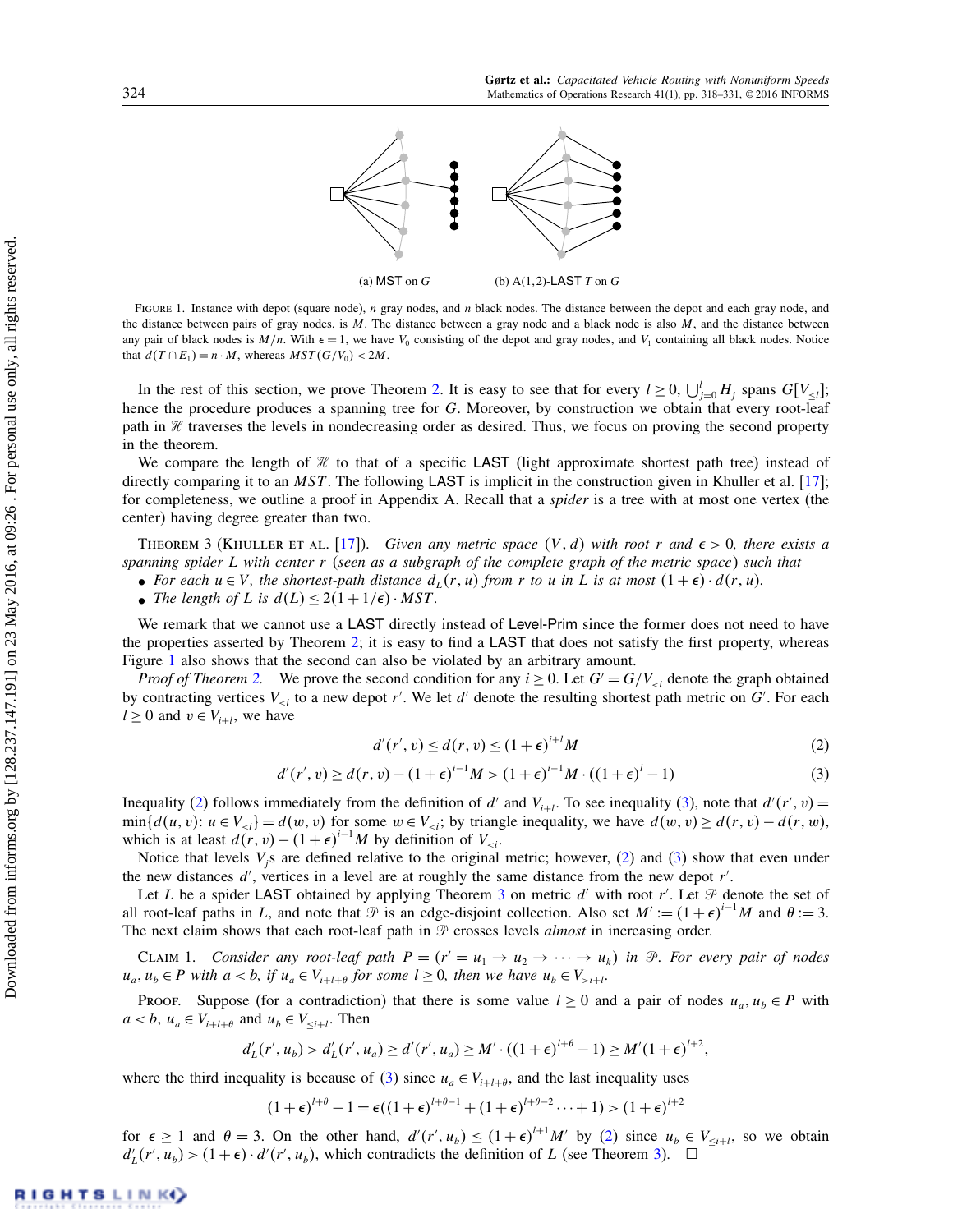(a) MST on $G$ (b) A(1, 2)-LAST $T$ on $G$

Figure 1. Instance with depot (square node), $n$ gray nodes, and $n$ black nodes. The distance between the depot and each gray node, and the distance between pairs of gray nodes, is $M$. The distance between a gray node and a black node is also $M$, and the distance between any pair of black nodes is $M/n$. With $\epsilon = 1$, we have $V_0$ consisting of the depot and gray nodes, and $V_1$ containing all black nodes. Notice that $d(T \cap E_1) = n \cdot M$, whereas $MST(G/V_0) < 2M$.

In the rest of this section, we prove Theorem 2. It is easy to see that for every $l \geq 0$, $\bigcup_{j=0}^{l} H_j$ spans $G[V_{\leq l}]$; hence the procedure produces a spanning tree for $G$. Moreover, by construction we obtain that every root-leaf path in $\mathcal{H}$ traverses the levels in nondecreasing order as desired. Thus, we focus on proving the second property in the theorem.

We compare the length of $\mathcal{H}$ to that of a specific LAST (light approximate shortest path tree) instead of directly comparing it to an $MST$. The following LAST is implicit in the construction given in Khuller et al. [17]; for completeness, we outline a proof in Appendix A. Recall that a *spider* is a tree with at most one vertex (the center) having degree greater than two.

Theorem 3 (Khuller et al. [17]). *Given any metric space $(V, d)$ with root $r$ and $\epsilon > 0$, there exists a spanning spider $L$ with center $r$ (seen as a subgraph of the complete graph of the metric space) such that*

- *For each $u \in V$, the shortest-path distance $d_L(r, u)$ from $r$ to $u$ in $L$ is at most $(1+\epsilon) \cdot d(r, u)$.*
- *The length of $L$ is $d(L) \leq 2(1 + 1/\epsilon) \cdot MST$.*

We remark that we cannot use a LAST directly instead of Level-Prim since the former does not need to have the properties asserted by Theorem 2; it is easy to find a LAST that does not satisfy the first property, whereas Figure 1 also shows that the second can also be violated by an arbitrary amount.

*Proof of Theorem 2.* We prove the second condition for any $i \geq 0$. Let $G' = G/V_{<i}$ denote the graph obtained by contracting vertices $V_{<i}$ to a new depot $r'$. We let $d'$ denote the resulting shortest path metric on $G'$. For each $l \geq 0$ and $v \in V_{i+l}$, we have

$$d'(r', v) \leq d(r, v) \leq (1+\epsilon)^{i+l} M \tag{2}$$

$$d'(r', v) \geq d(r, v) - (1+\epsilon)^{i-1} M > (1+\epsilon)^{i-1} M \cdot ((1+\epsilon)^{l} - 1) \tag{3}$$

Inequality (2) follows immediately from the definition of $d'$ and $V_{i+l}$. To see inequality (3), note that $d'(r', v) = \min\{d(u, v) \colon u \in V_{<i}\} = d(w, v)$ for some $w \in V_{<i}$; by triangle inequality, we have $d(w, v) \geq d(r, v) - d(r, w)$, which is at least $d(r, v) - (1+\epsilon)^{i-1} M$ by definition of $V_{<i}$.

Notice that levels $V_j$s are defined relative to the original metric; however, (2) and (3) show that even under the new distances $d'$, vertices in a level are at roughly the same distance from the new depot $r'$.

Let $L$ be a spider LAST obtained by applying Theorem 3 on metric $d'$ with root $r'$. Let $\mathcal{P}$ denote the set of all root-leaf paths in $L$, and note that $\mathcal{P}$ is an edge-disjoint collection. Also set $M' := (1+\epsilon)^{i-1} M$ and $\theta := 3$. The next claim shows that each root-leaf path in $\mathcal{P}$ crosses levels *almost* in increasing order.

Claim 1. *Consider any root-leaf path $P = (r' = u_1 \to u_2 \to \cdots \to u_k)$ in $\mathcal{P}$. For every pair of nodes $u_a, u_b \in P$ with $a < b$, if $u_a \in V_{i+l+\theta}$ for some $l \geq 0$, then we have $u_b \in V_{>i+l}$.*

Proof. Suppose (for a contradiction) that there is some value $l \geq 0$ and a pair of nodes $u_a, u_b \in P$ with $a < b$, $u_a \in V_{i+l+\theta}$ and $u_b \in V_{\leq i+l}$. Then

$$d'_L(r', u_b) > d'_L(r', u_a) \geq d'(r', u_a) \geq M' \cdot ((1+\epsilon)^{l+\theta} - 1) \geq M'(1+\epsilon)^{l+2},$$

where the third inequality is because of (3) since $u_a \in V_{i+l+\theta}$, and the last inequality uses

$$(1+\epsilon)^{l+\theta} - 1 = \epsilon((1+\epsilon)^{l+\theta-1} + (1+\epsilon)^{l+\theta-2} \cdots + 1) > (1+\epsilon)^{l+2}$$

for $\epsilon \geq 1$ and $\theta = 3$. On the other hand, $d'(r', u_b) \leq (1+\epsilon)^{l+1} M'$ by (2) since $u_b \in V_{\leq i+l}$, so we obtain $d'_L(r', u_b) > (1+\epsilon) \cdot d'(r', u_b)$, which contradicts the definition of $L$ (see Theorem 3). $\square$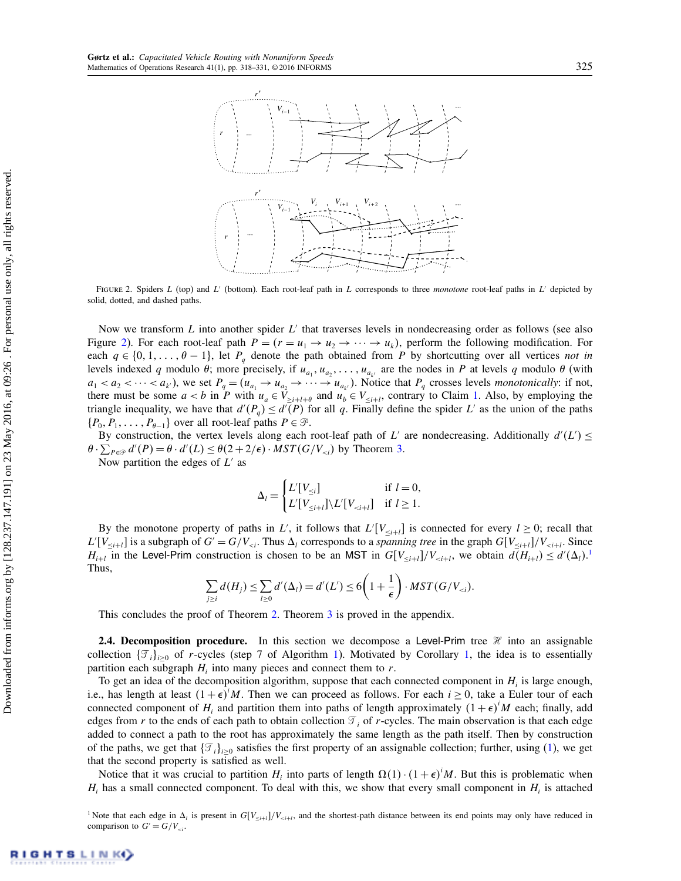FIGURE 2. Spiders $L$ (top) and $L'$ (bottom). Each root-leaf path in $L$ corresponds to three *monotone* root-leaf paths in $L'$ depicted by solid, dotted, and dashed paths.

Now we transform $L$ into another spider $L'$ that traverses levels in nondecreasing order as follows (see also Figure 2). For each root-leaf path $P = (r = u_1 \to u_2 \to \cdots \to u_k)$, perform the following modification. For each $q \in \{0, 1, \ldots, \theta - 1\}$, let $P_q$ denote the path obtained from $P$ by shortcutting over all vertices *not in* levels indexed $q$ modulo $\theta$; more precisely, if $u_{a_1}, u_{a_2}, \ldots, u_{a_{k'}}$ are the nodes in $P$ at levels $q$ modulo $\theta$ (with $a_1 < a_2 < \cdots < a_{k'}$), we set $P_q = (u_{a_1} \to u_{a_2} \to \cdots \to u_{a_{k'}})$. Notice that $P_q$ crosses levels *monotonically*: if not, there must be some $a < b$ in $P$ with $u_a \in V_{\geq i+l+\theta}$ and $u_b \in V_{\leq i+l}$, contrary to Claim 1. Also, by employing the triangle inequality, we have that $d'(P_q) \leq d'(P)$ for all $q$. Finally define the spider $L'$ as the union of the paths $\{P_0, P_1, \ldots, P_{\theta-1}\}$ over all root-leaf paths $P \in \mathcal{P}$.

By construction, the vertex levels along each root-leaf path of $L'$ are nondecreasing. Additionally $d'(L') \leq \theta \cdot \sum_{P \in \mathcal{P}} d'(P) = \theta \cdot d'(L) \leq \theta(2 + 2/\epsilon) \cdot MST(G/V_{<i})$ by Theorem 3.

Now partition the edges of $L'$ as

$$\Delta_l = \begin{cases} L'[V_{\leq i}] & \text{if } l = 0, \\ L'[V_{\leq i+l}] \backslash L'[V_{<i+l}] & \text{if } l \geq 1. \end{cases}$$

By the monotone property of paths in $L'$, it follows that $L'[V_{\leq i+l}]$ is connected for every $l \geq 0$; recall that $L'[V_{\leq i+l}]$ is a subgraph of $G' = G/V_{<i}$. Thus $\Delta_l$ corresponds to a *spanning tree* in the graph $G[V_{\leq i+l}]/V_{<i+l}$. Since $H_{i+l}$ in the Level-Prim construction is chosen to be an MST in $G[V_{\leq i+l}]/V_{<i+l}$, we obtain $d(H_{i+l}) \leq d'(\Delta_l)$.[1] Thus,

$$\sum_{j \geq i} d(H_j) \leq \sum_{l \geq 0} d'(\Delta_l) = d'(L') \leq 6\left(1 + \frac{1}{\epsilon}\right) \cdot MST(G/V_{<i}).$$

This concludes the proof of Theorem 2. Theorem 3 is proved in the appendix.

**2.4. Decomposition procedure.** In this section we decompose a Level-Prim tree $\mathcal{H}$ into an assignable collection $\{\mathcal{T}_i\}_{i \geq 0}$ of $r$-cycles (step 7 of Algorithm 1). Motivated by Corollary 1, the idea is to essentially partition each subgraph $H_i$ into many pieces and connect them to $r$.

To get an idea of the decomposition algorithm, suppose that each connected component in $H_i$ is large enough, i.e., has length at least $(1+\epsilon)^i M$. Then we can proceed as follows. For each $i \geq 0$, take a Euler tour of each connected component of $H_i$ and partition them into paths of length approximately $(1+\epsilon)^i M$ each; finally, add edges from $r$ to the ends of each path to obtain collection $\mathcal{T}_i$ of $r$-cycles. The main observation is that each edge added to connect a path to the root has approximately the same length as the path itself. Then by construction of the paths, we get that $\{\mathcal{T}_i\}_{i \geq 0}$ satisfies the first property of an assignable collection; further, using (1), we get that the second property is satisfied as well.

Notice that it was crucial to partition $H_i$ into parts of length $\Omega(1) \cdot (1+\epsilon)^i M$. But this is problematic when $H_i$ has a small connected component. To deal with this, we show that every small component in $H_i$ is attached

[1] Note that each edge in $\Delta_l$ is present in $G[V_{\leq i+l}]/V_{<i+l}$, and the shortest-path distance between its end points may only have reduced in comparison to $G' = G/V_{<i}$.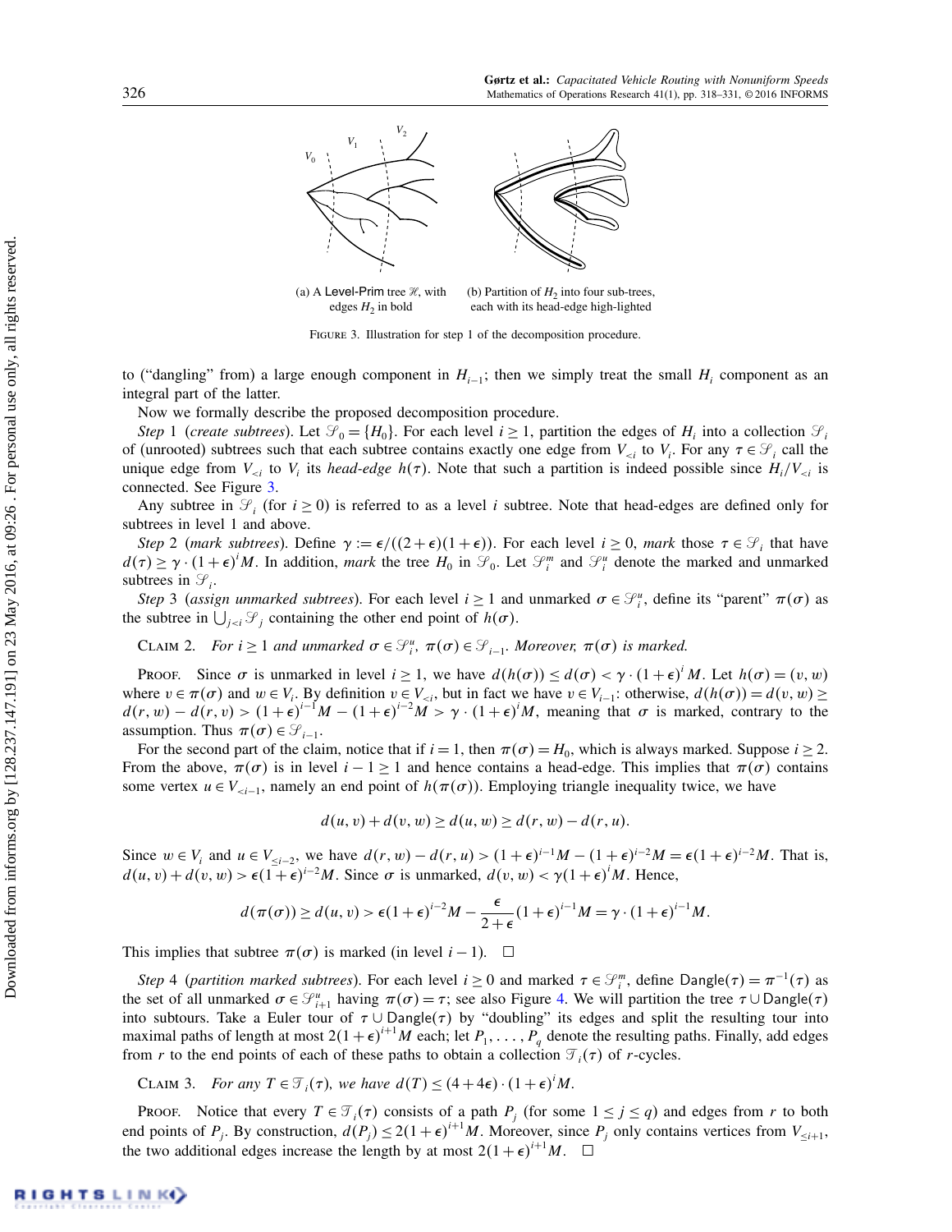(a) A Level-Prim tree $\mathcal{H}$, with edges $H_2$ in bold

(b) Partition of $H_2$ into four sub-trees, each with its head-edge high-lighted

FIGURE 3. Illustration for step 1 of the decomposition procedure.

to ("dangling" from) a large enough component in $H_{i-1}$; then we simply treat the small $H_i$ component as an integral part of the latter.

Now we formally describe the proposed decomposition procedure.

*Step* 1 (*create subtrees*). Let $\mathcal{S}_0 = \{H_0\}$. For each level $i \geq 1$, partition the edges of $H_i$ into a collection $\mathcal{S}_i$ of (unrooted) subtrees such that each subtree contains exactly one edge from $V_{<i}$ to $V_i$. For any $\tau \in \mathcal{S}_i$ call the unique edge from $V_{<i}$ to $V_i$ its *head-edge* $h(\tau)$. Note that such a partition is indeed possible since $H_i/V_{<i}$ is connected. See Figure 3.

Any subtree in $\mathcal{S}_i$ (for $i \geq 0$) is referred to as a level $i$ subtree. Note that head-edges are defined only for subtrees in level 1 and above.

*Step* 2 (*mark subtrees*). Define $\gamma := \epsilon/((2+\epsilon)(1+\epsilon))$. For each level $i \geq 0$, *mark* those $\tau \in \mathcal{S}_i$ that have $d(\tau) \geq \gamma \cdot (1+\epsilon)^i M$. In addition, *mark* the tree $H_0$ in $\mathcal{S}_0$. Let $\mathcal{S}_i^m$ and $\mathcal{S}_i^u$ denote the marked and unmarked subtrees in $\mathcal{S}_i$.

*Step* 3 (*assign unmarked subtrees*). For each level $i \geq 1$ and unmarked $\sigma \in \mathcal{S}_i^u$, define its "parent" $\pi(\sigma)$ as the subtree in $\bigcup_{j<i} \mathcal{S}_j$ containing the other end point of $h(\sigma)$.

CLAIM 2. *For $i \geq 1$ and unmarked $\sigma \in \mathcal{S}_i^u$, $\pi(\sigma) \in \mathcal{S}_{i-1}$. Moreover, $\pi(\sigma)$ is marked.*

PROOF. Since $\sigma$ is unmarked in level $i \geq 1$, we have $d(h(\sigma)) \leq d(\sigma) < \gamma \cdot (1+\epsilon)^i M$. Let $h(\sigma) = (v, w)$ where $v \in \pi(\sigma)$ and $w \in V_i$. By definition $v \in V_{<i}$, but in fact we have $v \in V_{i-1}$: otherwise, $d(h(\sigma)) = d(v, w) \geq d(r, w) - d(r, v) > (1+\epsilon)^{i-1}M - (1+\epsilon)^{i-2}M > \gamma \cdot (1+\epsilon)^i M$, meaning that $\sigma$ is marked, contrary to the assumption. Thus $\pi(\sigma) \in \mathcal{S}_{i-1}$.

For the second part of the claim, notice that if $i = 1$, then $\pi(\sigma) = H_0$, which is always marked. Suppose $i \geq 2$. From the above, $\pi(\sigma)$ is in level $i - 1 \geq 1$ and hence contains a head-edge. This implies that $\pi(\sigma)$ contains some vertex $u \in V_{<i-1}$, namely an end point of $h(\pi(\sigma))$. Employing triangle inequality twice, we have

$$d(u, v) + d(v, w) \geq d(u, w) \geq d(r, w) - d(r, u).$$

Since $w \in V_i$ and $u \in V_{\leq i-2}$, we have $d(r, w) - d(r, u) > (1+\epsilon)^{i-1}M - (1+\epsilon)^{i-2}M = \epsilon(1+\epsilon)^{i-2}M$. That is, $d(u, v) + d(v, w) > \epsilon(1+\epsilon)^{i-2}M$. Since $\sigma$ is unmarked, $d(v, w) < \gamma(1+\epsilon)^i M$. Hence,

$$d(\pi(\sigma)) \geq d(u, v) > \epsilon(1+\epsilon)^{i-2}M - \frac{\epsilon}{2+\epsilon}(1+\epsilon)^{i-1}M = \gamma \cdot (1+\epsilon)^{i-1}M.$$

This implies that subtree $\pi(\sigma)$ is marked (in level $i - 1$). $\square$

*Step* 4 (*partition marked subtrees*). For each level $i \geq 0$ and marked $\tau \in \mathcal{S}_i^m$, define $\mathsf{Dangle}(\tau) = \pi^{-1}(\tau)$ as the set of all unmarked $\sigma \in \mathcal{S}_{i+1}^u$ having $\pi(\sigma) = \tau$; see also Figure 4. We will partition the tree $\tau \cup \mathsf{Dangle}(\tau)$ into subtours. Take a Euler tour of $\tau \cup \mathsf{Dangle}(\tau)$ by "doubling" its edges and split the resulting tour into maximal paths of length at most $2(1+\epsilon)^{i+1}M$ each; let $P_1, \ldots, P_q$ denote the resulting paths. Finally, add edges from $r$ to the end points of each of these paths to obtain a collection $\mathcal{T}_i(\tau)$ of $r$-cycles.

CLAIM 3. *For any $T \in \mathcal{T}_i(\tau)$, we have $d(T) \leq (4+4\epsilon) \cdot (1+\epsilon)^i M$.*

PROOF. Notice that every $T \in \mathcal{T}_i(\tau)$ consists of a path $P_j$ (for some $1 \leq j \leq q$) and edges from $r$ to both end points of $P_j$. By construction, $d(P_j) \leq 2(1+\epsilon)^{i+1}M$. Moreover, since $P_j$ only contains vertices from $V_{\leq i+1}$, the two additional edges increase the length by at most $2(1+\epsilon)^{i+1}M$. $\square$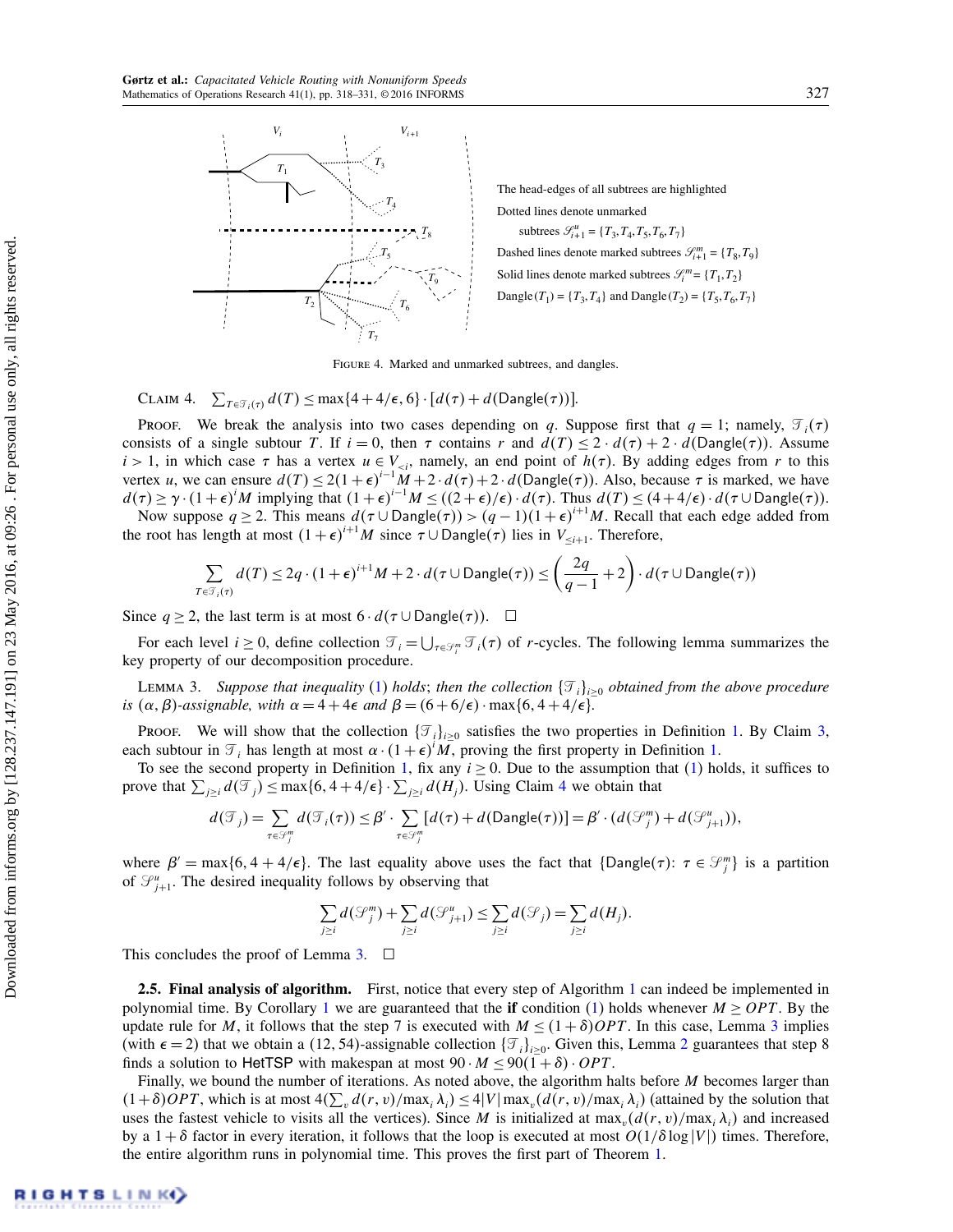The head-edges of all subtrees are highlighted

Dotted lines denote unmarked subtrees $\mathcal{S}^u_{i+1} = \{T_3, T_4, T_5, T_6, T_7\}$

Dashed lines denote marked subtrees $\mathcal{S}^m_{i+1} = \{T_8, T_9\}$

Solid lines denote marked subtrees $\mathcal{S}^m_i = \{T_1, T_2\}$

$\mathsf{Dangle}(T_1) = \{T_3, T_4\}$ and $\mathsf{Dangle}(T_2) = \{T_5, T_6, T_7\}$

Figure 4. Marked and unmarked subtrees, and dangles.

Claim 4. $\sum_{T\in\mathcal{T}_i(\tau)} d(T) \le \max\{4+4/\epsilon, 6\}\cdot[d(\tau)+d(\mathsf{Dangle}(\tau))]$.

Proof. We break the analysis into two cases depending on $q$. Suppose first that $q=1$; namely, $\mathcal{T}_i(\tau)$ consists of a single subtour $T$. If $i=0$, then $\tau$ contains $r$ and $d(T)\le 2\cdot d(\tau)+2\cdot d(\mathsf{Dangle}(\tau))$. Assume $i>1$, in which case $\tau$ has a vertex $u\in V_{<i}$, namely, an end point of $h(\tau)$. By adding edges from $r$ to this vertex $u$, we can ensure $d(T)\le 2(1+\epsilon)^{i-1}M + 2\cdot d(\tau) + 2\cdot d(\mathsf{Dangle}(\tau))$. Also, because $\tau$ is marked, we have $d(\tau)\ge \gamma\cdot(1+\epsilon)^i M$ implying that $(1+\epsilon)^{i-1}M \le ((2+\epsilon)/\epsilon)\cdot d(\tau)$. Thus $d(T)\le (4+4/\epsilon)\cdot d(\tau\cup\mathsf{Dangle}(\tau))$.

Now suppose $q\ge 2$. This means $d(\tau\cup\mathsf{Dangle}(\tau)) > (q-1)(1+\epsilon)^{i+1}M$. Recall that each edge added from the root has length at most $(1+\epsilon)^{i+1}M$ since $\tau\cup\mathsf{Dangle}(\tau)$ lies in $V_{\le i+1}$. Therefore,

$$\sum_{T\in\mathcal{T}_i(\tau)} d(T) \le 2q\cdot(1+\epsilon)^{i+1}M + 2\cdot d(\tau\cup\mathsf{Dangle}(\tau)) \le \left(\frac{2q}{q-1}+2\right)\cdot d(\tau\cup\mathsf{Dangle}(\tau))$$

Since $q\ge 2$, the last term is at most $6\cdot d(\tau\cup\mathsf{Dangle}(\tau))$. $\square$

For each level $i\ge 0$, define collection $\mathcal{T}_i = \bigcup_{\tau\in\mathcal{S}^m_i}\mathcal{T}_i(\tau)$ of $r$-cycles. The following lemma summarizes the key property of our decomposition procedure.

Lemma 3. *Suppose that inequality (1) holds; then the collection $\{\mathcal{T}_i\}_{i\ge 0}$ obtained from the above procedure is $(\alpha,\beta)$-assignable, with $\alpha = 4+4\epsilon$ and $\beta = (6+6/\epsilon)\cdot\max\{6, 4+4/\epsilon\}$.*

Proof. We will show that the collection $\{\mathcal{T}_i\}_{i\ge 0}$ satisfies the two properties in Definition 1. By Claim 3, each subtour in $\mathcal{T}_i$ has length at most $\alpha\cdot(1+\epsilon)^i M$, proving the first property in Definition 1.

To see the second property in Definition 1, fix any $i\ge 0$. Due to the assumption that (1) holds, it suffices to prove that $\sum_{j\ge i} d(\mathcal{T}_j)\le \max\{6, 4+4/\epsilon\}\cdot\sum_{j\ge i} d(H_j)$. Using Claim 4 we obtain that

$$d(\mathcal{T}_j) = \sum_{\tau\in\mathcal{S}^m_j} d(\mathcal{T}_j(\tau)) \le \beta'\cdot\sum_{\tau\in\mathcal{S}^m_j}[d(\tau)+d(\mathsf{Dangle}(\tau))] = \beta'\cdot(d(\mathcal{S}^m_j)+d(\mathcal{S}^u_{j+1})),$$

where $\beta' = \max\{6, 4+4/\epsilon\}$. The last equality above uses the fact that $\{\mathsf{Dangle}(\tau)\colon \tau\in\mathcal{S}^m_j\}$ is a partition of $\mathcal{S}^u_{j+1}$. The desired inequality follows by observing that

$$\sum_{j\ge i} d(\mathcal{S}^m_j) + \sum_{j\ge i} d(\mathcal{S}^u_{j+1}) \le \sum_{j\ge i} d(\mathcal{S}_j) = \sum_{j\ge i} d(H_j).$$

This concludes the proof of Lemma 3. $\square$

### 2.5. Final analysis of algorithm.

First, notice that every step of Algorithm 1 can indeed be implemented in polynomial time. By Corollary 1 we are guaranteed that the **if** condition (1) holds whenever $M\ge OPT$. By the update rule for $M$, it follows that the step 7 is executed with $M\le(1+\delta)OPT$. In this case, Lemma 3 implies (with $\epsilon=2$) that we obtain a $(12, 54)$-assignable collection $\{\mathcal{T}_i\}_{i\ge 0}$. Given this, Lemma 2 guarantees that step 8 finds a solution to HetTSP with makespan at most $90\cdot M\le 90(1+\delta)\cdot OPT$.

Finally, we bound the number of iterations. As noted above, the algorithm halts before $M$ becomes larger than $(1+\delta)OPT$, which is at most $4(\sum_v d(r,v)/\max_i\lambda_i)\le 4|V|\max_v(d(r,v)/\max_i\lambda_i)$ (attained by the solution that uses the fastest vehicle to visits all the vertices). Since $M$ is initialized at $\max_v(d(r,v)/\max_i\lambda_i)$ and increased by a $1+\delta$ factor in every iteration, it follows that the loop is executed at most $O(1/\delta\log|V|)$ times. Therefore, the entire algorithm runs in polynomial time. This proves the first part of Theorem 1.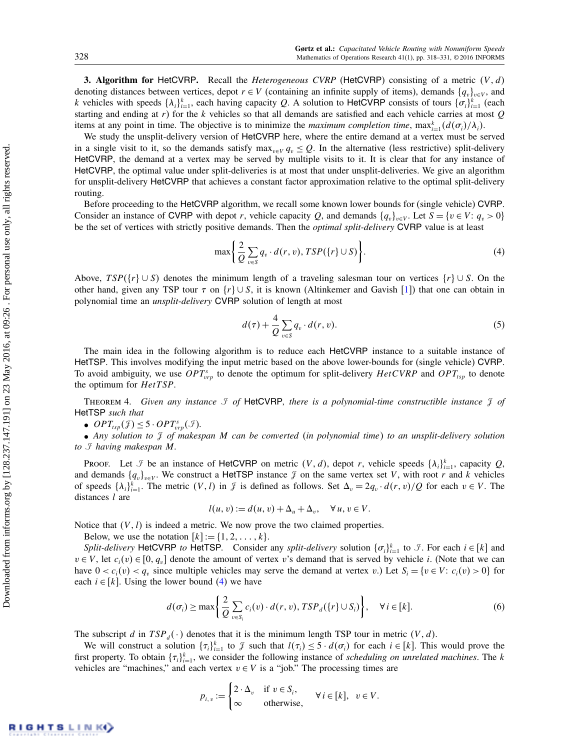**3. Algorithm for HetCVRP.** Recall the *Heterogeneous CVRP* (HetCVRP) consisting of a metric $(V, d)$ denoting distances between vertices, depot $r \in V$ (containing an infinite supply of items), demands $\{q_v\}_{v \in V}$, and $k$ vehicles with speeds $\{\lambda_i\}_{i=1}^k$, each having capacity $Q$. A solution to HetCVRP consists of tours $\{\sigma_i\}_{i=1}^k$ (each starting and ending at $r$) for the $k$ vehicles so that all demands are satisfied and each vehicle carries at most $Q$ items at any point in time. The objective is to minimize the *maximum completion time*, $\max_{i=1}^k (d(\sigma_i)/\lambda_i)$.

We study the unsplit-delivery version of HetCVRP here, where the entire demand at a vertex must be served in a single visit to it, so the demands satisfy $\max_{v \in V} q_v \le Q$. In the alternative (less restrictive) split-delivery HetCVRP, the demand at a vertex may be served by multiple visits to it. It is clear that for any instance of HetCVRP, the optimal value under split-deliveries is at most that under unsplit-deliveries. We give an algorithm for unsplit-delivery HetCVRP that achieves a constant factor approximation relative to the optimal split-delivery routing.

Before proceeding to the HetCVRP algorithm, we recall some known lower bounds for (single vehicle) CVRP. Consider an instance of CVRP with depot $r$, vehicle capacity $Q$, and demands $\{q_v\}_{v \in V}$. Let $S = \{v \in V: q_v > 0\}$ be the set of vertices with strictly positive demands. Then the *optimal split-delivery* CVRP value is at least

$$\max\left\{ \frac{2}{Q} \sum_{v \in S} q_v \cdot d(r, v),\ TSP(\{r\} \cup S) \right\}. \tag{4}$$

Above, $TSP(\{r\} \cup S)$ denotes the minimum length of a traveling salesman tour on vertices $\{r\} \cup S$. On the other hand, given any TSP tour $\tau$ on $\{r\} \cup S$, it is known (Altinkemer and Gavish [1]) that one can obtain in polynomial time an *unsplit-delivery* CVRP solution of length at most

$$d(\tau) + \frac{4}{Q} \sum_{v \in S} q_v \cdot d(r, v). \tag{5}$$

The main idea in the following algorithm is to reduce each HetCVRP instance to a suitable instance of HetTSP. This involves modifying the input metric based on the above lower-bounds for (single vehicle) CVRP. To avoid ambiguity, we use $OPT_{vrp}^s$ to denote the optimum for split-delivery *HetCVRP* and $OPT_{tsp}$ to denote the optimum for *HetTSP*.

Theorem 4. *Given any instance $\mathcal{I}$ of* HetCVRP, *there is a polynomial-time constructible instance $\mathcal{J}$ of* HetTSP *such that*

- $OPT_{tsp}(\mathcal{J}) \le 5 \cdot OPT_{vrp}^s(\mathcal{I})$.
- *Any solution to $\mathcal{J}$ of makespan $M$ can be converted (in polynomial time) to an unsplit-delivery solution to $\mathcal{I}$ having makespan $M$.*

Proof. Let $\mathcal{I}$ be an instance of HetCVRP on metric $(V, d)$, depot $r$, vehicle speeds $\{\lambda_i\}_{i=1}^k$, capacity $Q$, and demands $\{q_v\}_{v \in V}$. We construct a HetTSP instance $\mathcal{J}$ on the same vertex set $V$, with root $r$ and $k$ vehicles of speeds $\{\lambda_i\}_{i=1}^k$. The metric $(V, l)$ in $\mathcal{J}$ is defined as follows. Set $\Delta_v = 2q_v \cdot d(r, v)/Q$ for each $v \in V$. The distances $l$ are

$$l(u, v) := d(u, v) + \Delta_u + \Delta_v, \quad \forall\, u, v \in V.$$

Notice that $(V, l)$ is indeed a metric. We now prove the two claimed properties.

Below, we use the notation $[k] := \{1, 2, \ldots, k\}$.

*Split-delivery* HetCVRP *to* HetTSP. Consider any *split-delivery* solution $\{\sigma_i\}_{i=1}^k$ to $\mathcal{I}$. For each $i \in [k]$ and $v \in V$, let $c_i(v) \in [0, q_v]$ denote the amount of vertex $v$'s demand that is served by vehicle $i$. (Note that we can have $0 < c_i(v) < q_v$ since multiple vehicles may serve the demand at vertex $v$.) Let $S_i = \{v \in V: c_i(v) > 0\}$ for each $i \in [k]$. Using the lower bound (4) we have

$$d(\sigma_i) \ge \max\left\{ \frac{2}{Q} \sum_{v \in S_i} c_i(v) \cdot d(r, v),\ TSP_d(\{r\} \cup S_i) \right\}, \quad \forall\, i \in [k]. \tag{6}$$

The subscript $d$ in $TSP_d(\cdot)$ denotes that it is the minimum length TSP tour in metric $(V, d)$.

We will construct a solution $\{\tau_i\}_{i=1}^k$ to $\mathcal{J}$ such that $l(\tau_i) \le 5 \cdot d(\sigma_i)$ for each $i \in [k]$. This would prove the first property. To obtain $\{\tau_i\}_{i=1}^k$, we consider the following instance of *scheduling on unrelated machines*. The $k$ vehicles are "machines," and each vertex $v \in V$ is a "job." The processing times are

$$p_{i,v} := \begin{cases} 2 \cdot \Delta_v & \text{if } v \in S_i, \\ \infty & \text{otherwise}, \end{cases} \quad \forall\, i \in [k],\ v \in V.$$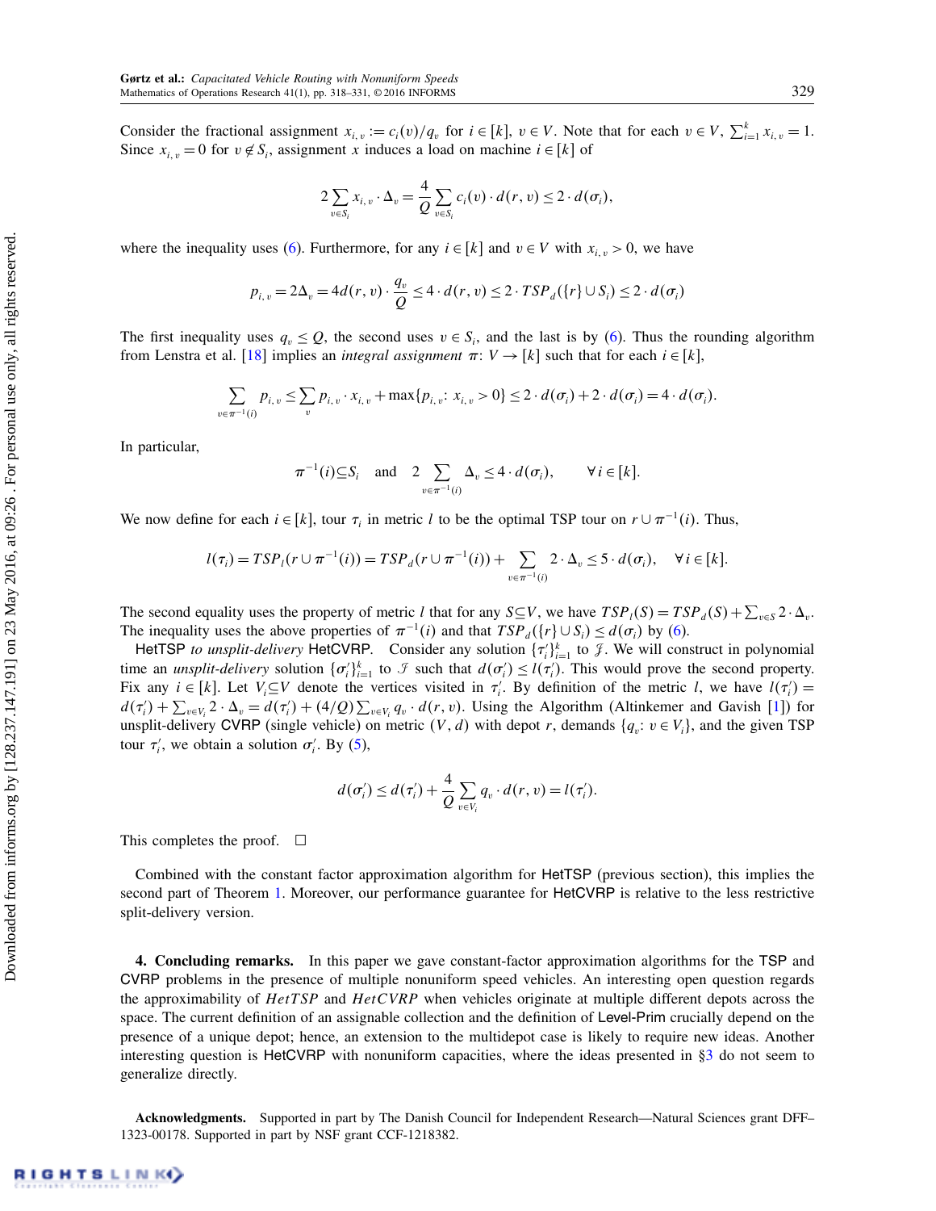Consider the fractional assignment $x_{i,v} := c_i(v)/q_v$ for $i \in [k]$, $v \in V$. Note that for each $v \in V$, $\sum_{i=1}^k x_{i,v} = 1$. Since $x_{i,v} = 0$ for $v \notin S_i$, assignment $x$ induces a load on machine $i \in [k]$ of

$$2\sum_{v\in S_i} x_{i,v}\cdot \Delta_v = \frac{4}{Q}\sum_{v\in S_i} c_i(v)\cdot d(r,v) \le 2\cdot d(\sigma_i),$$

where the inequality uses (6). Furthermore, for any $i \in [k]$ and $v \in V$ with $x_{i,v} > 0$, we have

$$p_{i,v} = 2\Delta_v = 4d(r,v)\cdot \frac{q_v}{Q} \le 4\cdot d(r,v) \le 2\cdot TSP_d(\{r\}\cup S_i) \le 2\cdot d(\sigma_i)$$

The first inequality uses $q_v \le Q$, the second uses $v \in S_i$, and the last is by (6). Thus the rounding algorithm from Lenstra et al. [18] implies an *integral assignment* $\pi\colon V \to [k]$ such that for each $i \in [k]$,

$$\sum_{v\in\pi^{-1}(i)} p_{i,v} \le \sum_v p_{i,v}\cdot x_{i,v} + \max\{p_{i,v}\colon x_{i,v} > 0\} \le 2\cdot d(\sigma_i) + 2\cdot d(\sigma_i) = 4\cdot d(\sigma_i).$$

In particular,

$$\pi^{-1}(i) \subseteq S_i \quad \text{and} \quad 2\sum_{v\in\pi^{-1}(i)} \Delta_v \le 4\cdot d(\sigma_i), \qquad \forall\, i \in [k].$$

We now define for each $i \in [k]$, tour $\tau_i$ in metric $l$ to be the optimal TSP tour on $r \cup \pi^{-1}(i)$. Thus,

$$l(\tau_i) = TSP_l(r\cup\pi^{-1}(i)) = TSP_d(r\cup\pi^{-1}(i)) + \sum_{v\in\pi^{-1}(i)} 2\cdot\Delta_v \le 5\cdot d(\sigma_i), \quad \forall\, i\in[k].$$

The second equality uses the property of metric $l$ that for any $S \subseteq V$, we have $TSP_l(S) = TSP_d(S) + \sum_{v\in S} 2\cdot\Delta_v$. The inequality uses the above properties of $\pi^{-1}(i)$ and that $TSP_d(\{r\}\cup S_i) \le d(\sigma_i)$ by (6).

HetTSP *to unsplit-delivery* HetCVRP. Consider any solution $\{\tau_i'\}_{i=1}^k$ to $\mathcal{J}$. We will construct in polynomial time an *unsplit-delivery* solution $\{\sigma_i'\}_{i=1}^k$ to $\mathcal{I}$ such that $d(\sigma_i') \le l(\tau_i')$. This would prove the second property. Fix any $i \in [k]$. Let $V_i \subseteq V$ denote the vertices visited in $\tau_i'$. By definition of the metric $l$, we have $l(\tau_i') = d(\tau_i') + \sum_{v\in V_i} 2\cdot\Delta_v = d(\tau_i') + (4/Q)\sum_{v\in V_i} q_v\cdot d(r,v)$. Using the Algorithm (Altinkemer and Gavish [1]) for unsplit-delivery CVRP (single vehicle) on metric $(V,d)$ with depot $r$, demands $\{q_v\colon v\in V_i\}$, and the given TSP tour $\tau_i'$, we obtain a solution $\sigma_i'$. By (5),

$$d(\sigma_i') \le d(\tau_i') + \frac{4}{Q}\sum_{v\in V_i} q_v\cdot d(r,v) = l(\tau_i').$$

This completes the proof. $\square$

Combined with the constant factor approximation algorithm for HetTSP (previous section), this implies the second part of Theorem 1. Moreover, our performance guarantee for HetCVRP is relative to the less restrictive split-delivery version.

**4. Concluding remarks.** In this paper we gave constant-factor approximation algorithms for the TSP and CVRP problems in the presence of multiple nonuniform speed vehicles. An interesting open question regards the approximability of *HetTSP* and *HetCVRP* when vehicles originate at multiple different depots across the space. The current definition of an assignable collection and the definition of Level-Prim crucially depend on the presence of a unique depot; hence, an extension to the multidepot case is likely to require new ideas. Another interesting question is HetCVRP with nonuniform capacities, where the ideas presented in §3 do not seem to generalize directly.

**Acknowledgments.** Supported in part by The Danish Council for Independent Research—Natural Sciences grant DFF–1323-00178. Supported in part by NSF grant CCF-1218382.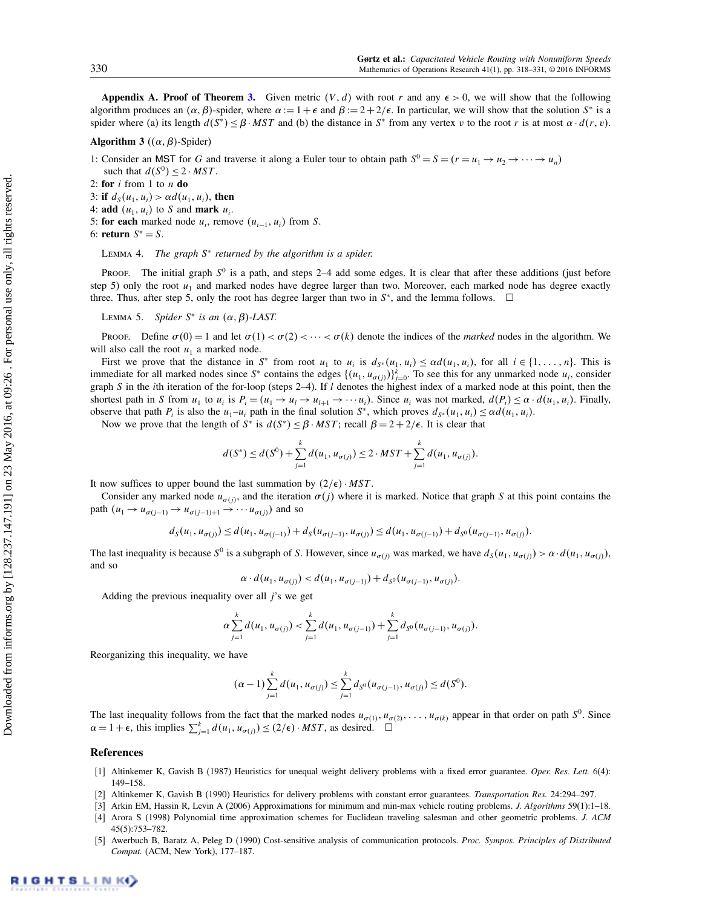**Appendix A. Proof of Theorem 3.** Given metric $(V, d)$ with root $r$ and any $\epsilon > 0$, we will show that the following algorithm produces an $(\alpha, \beta)$-spider, where $\alpha := 1+\epsilon$ and $\beta := 2+2/\epsilon$. In particular, we will show that the solution $S^*$ is a spider where (a) its length $d(S^*) \le \beta \cdot MST$ and (b) the distance in $S^*$ from any vertex $v$ to the root $r$ is at most $\alpha \cdot d(r, v)$.

**Algorithm 3** ($(\alpha, \beta)$-Spider)

1: Consider an MST for $G$ and traverse it along a Euler tour to obtain path $S^0 = S = (r = u_1 \to u_2 \to \cdots \to u_n)$ such that $d(S^0) \le 2 \cdot MST$.
2: **for** $i$ from 1 to $n$ **do**
3: **if** $d_S(u_1, u_i) > \alpha d(u_1, u_i)$, **then**
4: **add** $(u_1, u_i)$ to $S$ and **mark** $u_i$.
5: **for each** marked node $u_i$, remove $(u_{i-1}, u_i)$ from $S$.
6: **return** $S^* = S$.

Lemma 4. *The graph $S^*$ returned by the algorithm is a spider.*

Proof. The initial graph $S^0$ is a path, and steps 2–4 add some edges. It is clear that after these additions (just before step 5) only the root $u_1$ and marked nodes have degree larger than two. Moreover, each marked node has degree exactly three. Thus, after step 5, only the root has degree larger than two in $S^*$, and the lemma follows. □

Lemma 5. *Spider $S^*$ is an $(\alpha, \beta)$-LAST.*

Proof. Define $\sigma(0) = 1$ and let $\sigma(1) < \sigma(2) < \cdots < \sigma(k)$ denote the indices of the *marked* nodes in the algorithm. We will also call the root $u_1$ a marked node.

First we prove that the distance in $S^*$ from root $u_1$ to $u_i$ is $d_{S^*}(u_1, u_i) \le \alpha d(u_1, u_i)$, for all $i \in \{1, \ldots, n\}$. This is immediate for all marked nodes since $S^*$ contains the edges $\{(u_1, u_{\sigma(j)})\}_{j=0}^{k}$. To see this for any unmarked node $u_i$, consider graph $S$ in the $i$th iteration of the for-loop (steps 2–4). If $l$ denotes the highest index of a marked node at this point, then the shortest path in $S$ from $u_1$ to $u_i$ is $P_i = (u_1 \to u_l \to u_{l+1} \to \cdots u_i)$. Since $u_i$ was not marked, $d(P_i) \le \alpha \cdot d(u_1, u_i)$. Finally, observe that path $P_i$ is also the $u_1$–$u_i$ path in the final solution $S^*$, which proves $d_{S^*}(u_1, u_i) \le \alpha d(u_1, u_i)$.

Now we prove that the length of $S^*$ is $d(S^*) \le \beta \cdot MST$; recall $\beta = 2 + 2/\epsilon$. It is clear that

$$d(S^*) \le d(S^0) + \sum_{j=1}^{k} d(u_1, u_{\sigma(j)}) \le 2 \cdot MST + \sum_{j=1}^{k} d(u_1, u_{\sigma(j)}).$$

It now suffices to upper bound the last summation by $(2/\epsilon) \cdot MST$.

Consider any marked node $u_{\sigma(j)}$, and the iteration $\sigma(j)$ where it is marked. Notice that graph $S$ at this point contains the path $(u_1 \to u_{\sigma(j-1)} \to u_{\sigma(j-1)+1} \to \cdots u_{\sigma(j)})$ and so

$$d_S(u_1, u_{\sigma(j)}) \le d(u_1, u_{\sigma(j-1)}) + d_S(u_{\sigma(j-1)}, u_{\sigma(j)}) \le d(u_1, u_{\sigma(j-1)}) + d_{S^0}(u_{\sigma(j-1)}, u_{\sigma(j)}).$$

The last inequality is because $S^0$ is a subgraph of $S$. However, since $u_{\sigma(j)}$ was marked, we have $d_S(u_1, u_{\sigma(j)}) > \alpha \cdot d(u_1, u_{\sigma(j)})$, and so

$$\alpha \cdot d(u_1, u_{\sigma(j)}) < d(u_1, u_{\sigma(j-1)}) + d_{S^0}(u_{\sigma(j-1)}, u_{\sigma(j)}).$$

Adding the previous inequality over all $j$'s we get

$$\alpha \sum_{j=1}^{k} d(u_1, u_{\sigma(j)}) < \sum_{j=1}^{k} d(u_1, u_{\sigma(j-1)}) + \sum_{j=1}^{k} d_{S^0}(u_{\sigma(j-1)}, u_{\sigma(j)}).$$

Reorganizing this inequality, we have

$$(\alpha - 1) \sum_{j=1}^{k} d(u_1, u_{\sigma(j)}) \le \sum_{j=1}^{k} d_{S^0}(u_{\sigma(j-1)}, u_{\sigma(j)}) \le d(S^0).$$

The last inequality follows from the fact that the marked nodes $u_{\sigma(1)}, u_{\sigma(2)}, \ldots, u_{\sigma(k)}$ appear in that order on path $S^0$. Since $\alpha = 1 + \epsilon$, this implies $\sum_{j=1}^{k} d(u_1, u_{\sigma(j)}) \le (2/\epsilon) \cdot MST$, as desired. □

## References

[1] Altinkemer K, Gavish B (1987) Heuristics for unequal weight delivery problems with a fixed error guarantee. *Oper. Res. Lett.* 6(4):149–158.

[2] Altinkemer K, Gavish B (1990) Heuristics for delivery problems with constant error guarantees. *Transportation Res.* 24:294–297.

[3] Arkin EM, Hassin R, Levin A (2006) Approximations for minimum and min-max vehicle routing problems. *J. Algorithms* 59(1):1–18.

[4] Arora S (1998) Polynomial time approximation schemes for Euclidean traveling salesman and other geometric problems. *J. ACM* 45(5):753–782.

[5] Awerbuch B, Baratz A, Peleg D (1990) Cost-sensitive analysis of communication protocols. *Proc. Sympos. Principles of Distributed Comput.* (ACM, New York), 177–187.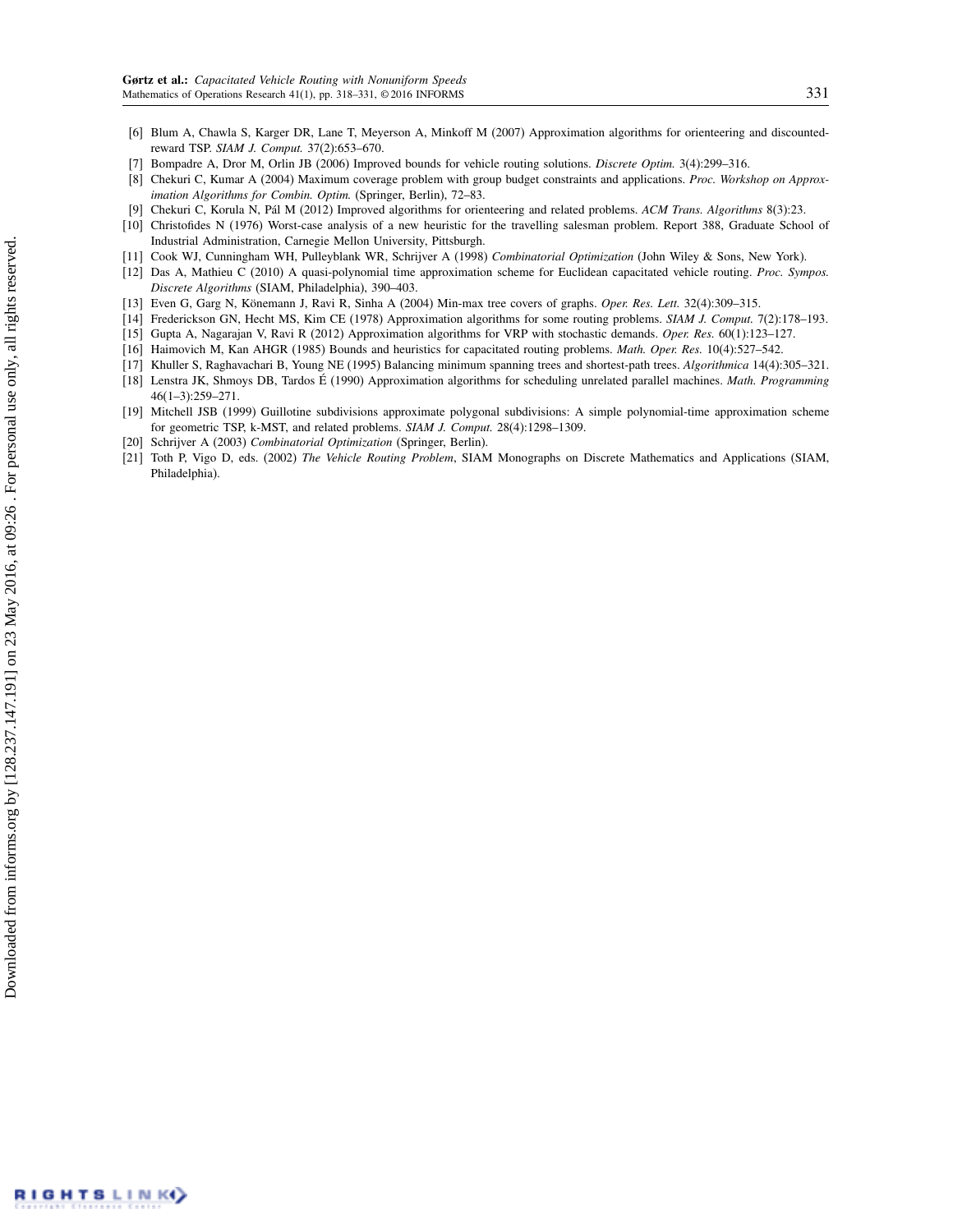[6] Blum A, Chawla S, Karger DR, Lane T, Meyerson A, Minkoff M (2007) Approximation algorithms for orienteering and discounted-reward TSP. *SIAM J. Comput.* 37(2):653–670.

[7] Bompadre A, Dror M, Orlin JB (2006) Improved bounds for vehicle routing solutions. *Discrete Optim.* 3(4):299–316.

[8] Chekuri C, Kumar A (2004) Maximum coverage problem with group budget constraints and applications. *Proc. Workshop on Approximation Algorithms for Combin. Optim.* (Springer, Berlin), 72–83.

[9] Chekuri C, Korula N, Pál M (2012) Improved algorithms for orienteering and related problems. *ACM Trans. Algorithms* 8(3):23.

[10] Christofides N (1976) Worst-case analysis of a new heuristic for the travelling salesman problem. Report 388, Graduate School of Industrial Administration, Carnegie Mellon University, Pittsburgh.

[11] Cook WJ, Cunningham WH, Pulleyblank WR, Schrijver A (1998) *Combinatorial Optimization* (John Wiley & Sons, New York).

[12] Das A, Mathieu C (2010) A quasi-polynomial time approximation scheme for Euclidean capacitated vehicle routing. *Proc. Sympos. Discrete Algorithms* (SIAM, Philadelphia), 390–403.

[13] Even G, Garg N, Könemann J, Ravi R, Sinha A (2004) Min-max tree covers of graphs. *Oper. Res. Lett.* 32(4):309–315.

[14] Frederickson GN, Hecht MS, Kim CE (1978) Approximation algorithms for some routing problems. *SIAM J. Comput.* 7(2):178–193.

[15] Gupta A, Nagarajan V, Ravi R (2012) Approximation algorithms for VRP with stochastic demands. *Oper. Res.* 60(1):123–127.

[16] Haimovich M, Kan AHGR (1985) Bounds and heuristics for capacitated routing problems. *Math. Oper. Res.* 10(4):527–542.

[17] Khuller S, Raghavachari B, Young NE (1995) Balancing minimum spanning trees and shortest-path trees. *Algorithmica* 14(4):305–321.

[18] Lenstra JK, Shmoys DB, Tardos É (1990) Approximation algorithms for scheduling unrelated parallel machines. *Math. Programming* 46(1–3):259–271.

[19] Mitchell JSB (1999) Guillotine subdivisions approximate polygonal subdivisions: A simple polynomial-time approximation scheme for geometric TSP, k-MST, and related problems. *SIAM J. Comput.* 28(4):1298–1309.

[20] Schrijver A (2003) *Combinatorial Optimization* (Springer, Berlin).

[21] Toth P, Vigo D, eds. (2002) *The Vehicle Routing Problem*, SIAM Monographs on Discrete Mathematics and Applications (SIAM, Philadelphia).